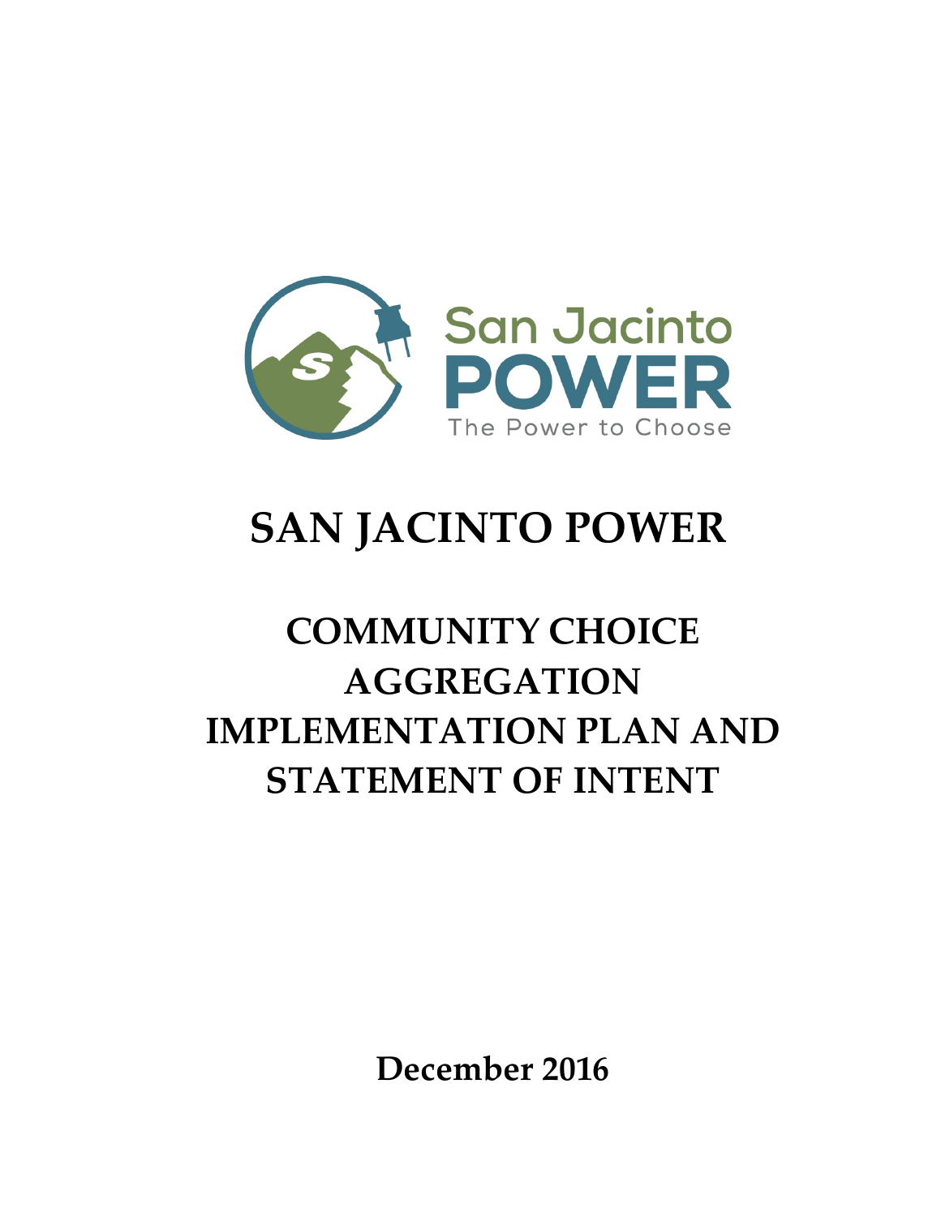# SAN JACINTO POWER

## COMMUNITY CHOICE AGGREGATION IMPLEMENTATION PLAN AND STATEMENT OF INTENT

**December 2016**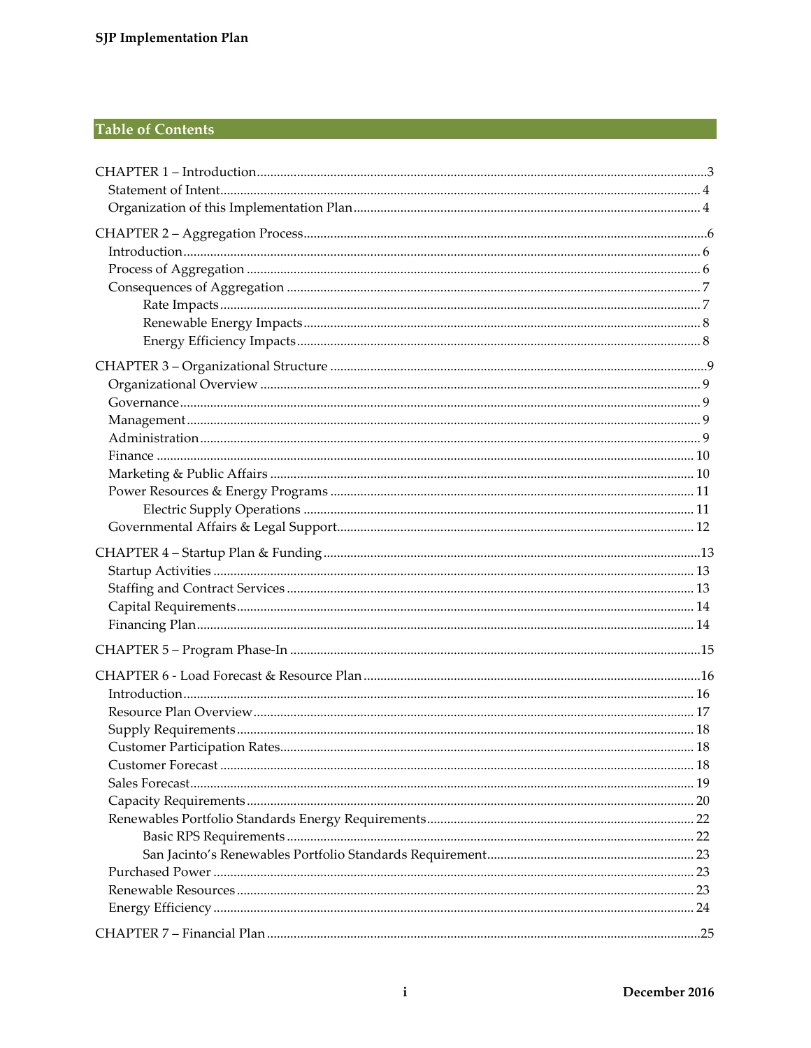## Table of Contents

CHAPTER 1 – Introduction ..... 3
- Statement of Intent ..... 4
- Organization of this Implementation Plan ..... 4

CHAPTER 2 – Aggregation Process ..... 6
- Introduction ..... 6
- Process of Aggregation ..... 6
- Consequences of Aggregation ..... 7
  - Rate Impacts ..... 7
  - Renewable Energy Impacts ..... 8
  - Energy Efficiency Impacts ..... 8

CHAPTER 3 – Organizational Structure ..... 9
- Organizational Overview ..... 9
- Governance ..... 9
- Management ..... 9
- Administration ..... 9
- Finance ..... 10
- Marketing & Public Affairs ..... 10
- Power Resources & Energy Programs ..... 11
  - Electric Supply Operations ..... 11
- Governmental Affairs & Legal Support ..... 12

CHAPTER 4 – Startup Plan & Funding ..... 13
- Startup Activities ..... 13
- Staffing and Contract Services ..... 13
- Capital Requirements ..... 14
- Financing Plan ..... 14

CHAPTER 5 – Program Phase-In ..... 15

CHAPTER 6 - Load Forecast & Resource Plan ..... 16
- Introduction ..... 16
- Resource Plan Overview ..... 17
- Supply Requirements ..... 18
- Customer Participation Rates ..... 18
- Customer Forecast ..... 18
- Sales Forecast ..... 19
- Capacity Requirements ..... 20
- Renewables Portfolio Standards Energy Requirements ..... 22
  - Basic RPS Requirements ..... 22
  - San Jacinto's Renewables Portfolio Standards Requirement ..... 23
- Purchased Power ..... 23
- Renewable Resources ..... 23
- Energy Efficiency ..... 24

CHAPTER 7 – Financial Plan ..... 25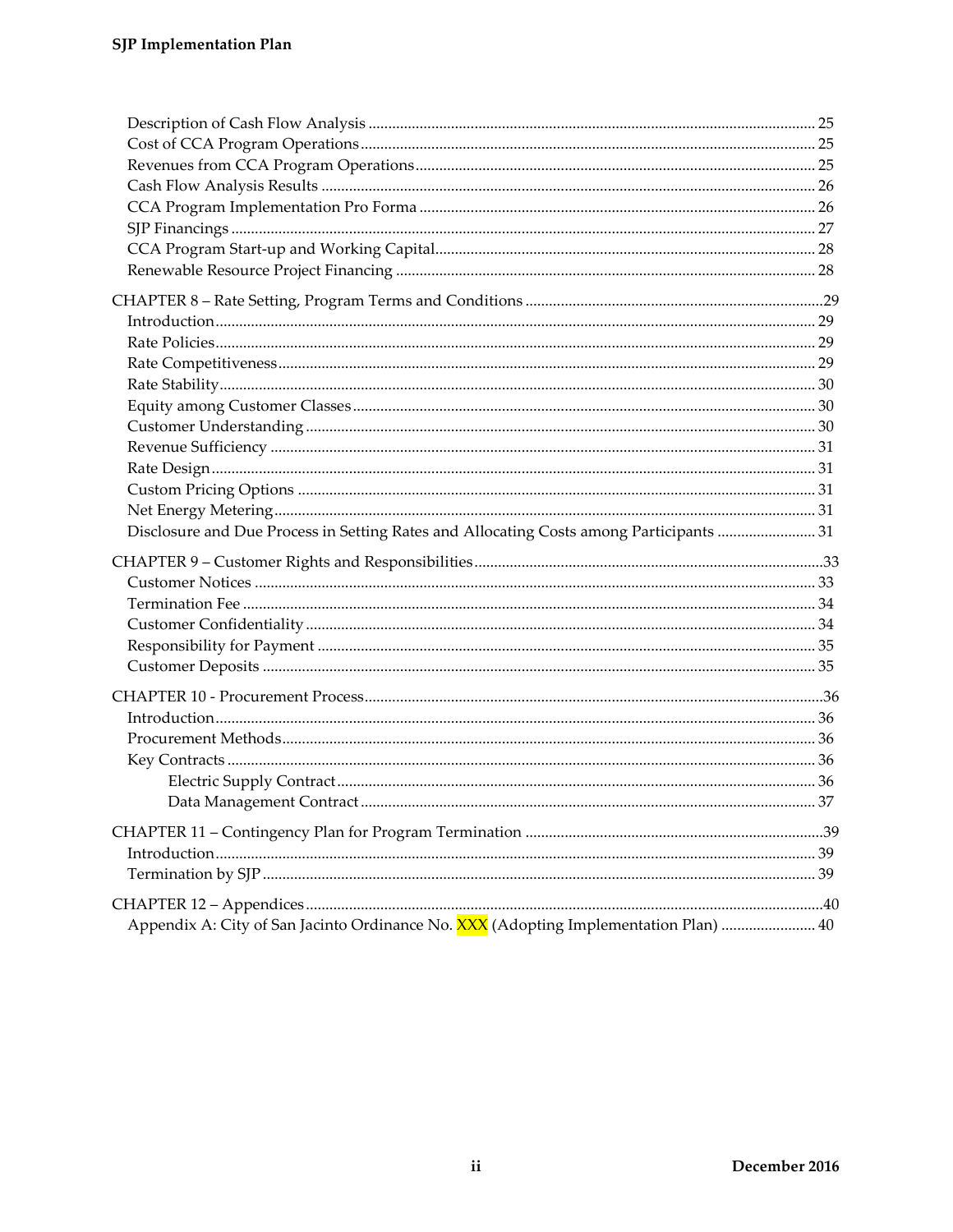Description of Cash Flow Analysis ..... 25
Cost of CCA Program Operations ..... 25
Revenues from CCA Program Operations ..... 25
Cash Flow Analysis Results ..... 26
CCA Program Implementation Pro Forma ..... 26
SJP Financings ..... 27
CCA Program Start-up and Working Capital ..... 28
Renewable Resource Project Financing ..... 28

CHAPTER 8 – Rate Setting, Program Terms and Conditions ..... 29
Introduction ..... 29
Rate Policies ..... 29
Rate Competitiveness ..... 29
Rate Stability ..... 30
Equity among Customer Classes ..... 30
Customer Understanding ..... 30
Revenue Sufficiency ..... 31
Rate Design ..... 31
Custom Pricing Options ..... 31
Net Energy Metering ..... 31
Disclosure and Due Process in Setting Rates and Allocating Costs among Participants ..... 31

CHAPTER 9 – Customer Rights and Responsibilities ..... 33
Customer Notices ..... 33
Termination Fee ..... 34
Customer Confidentiality ..... 34
Responsibility for Payment ..... 35
Customer Deposits ..... 35

CHAPTER 10 - Procurement Process ..... 36
Introduction ..... 36
Procurement Methods ..... 36
Key Contracts ..... 36
Electric Supply Contract ..... 36
Data Management Contract ..... 37

CHAPTER 11 – Contingency Plan for Program Termination ..... 39
Introduction ..... 39
Termination by SJP ..... 39

CHAPTER 12 – Appendices ..... 40
Appendix A: City of San Jacinto Ordinance No. XXX (Adopting Implementation Plan) ..... 40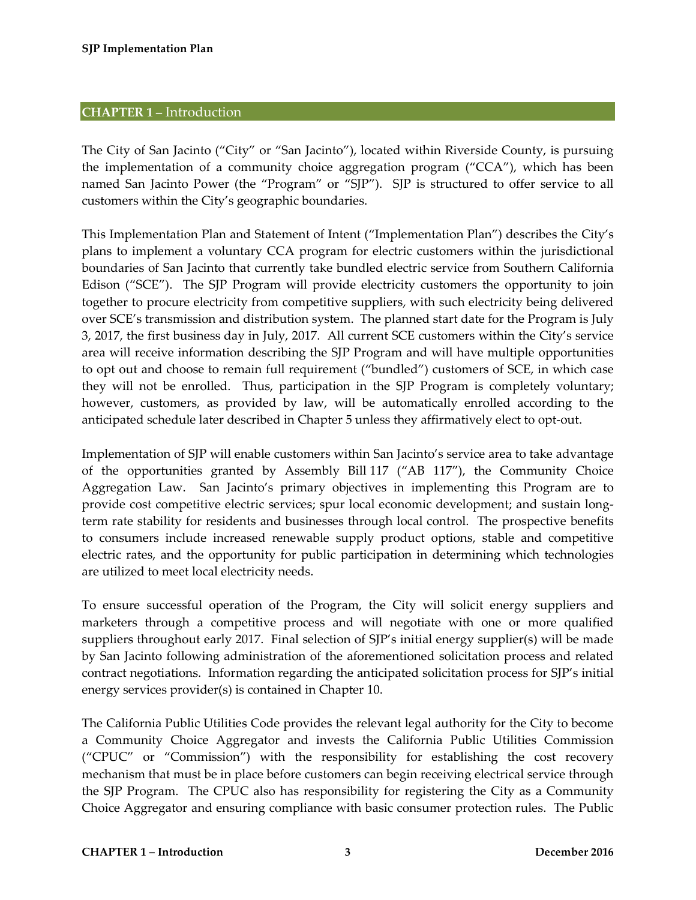## CHAPTER 1 – Introduction

The City of San Jacinto ("City" or "San Jacinto"), located within Riverside County, is pursuing the implementation of a community choice aggregation program ("CCA"), which has been named San Jacinto Power (the "Program" or "SJP"). SJP is structured to offer service to all customers within the City's geographic boundaries.

This Implementation Plan and Statement of Intent ("Implementation Plan") describes the City's plans to implement a voluntary CCA program for electric customers within the jurisdictional boundaries of San Jacinto that currently take bundled electric service from Southern California Edison ("SCE"). The SJP Program will provide electricity customers the opportunity to join together to procure electricity from competitive suppliers, with such electricity being delivered over SCE's transmission and distribution system. The planned start date for the Program is July 3, 2017, the first business day in July, 2017. All current SCE customers within the City's service area will receive information describing the SJP Program and will have multiple opportunities to opt out and choose to remain full requirement ("bundled") customers of SCE, in which case they will not be enrolled. Thus, participation in the SJP Program is completely voluntary; however, customers, as provided by law, will be automatically enrolled according to the anticipated schedule later described in Chapter 5 unless they affirmatively elect to opt-out.

Implementation of SJP will enable customers within San Jacinto's service area to take advantage of the opportunities granted by Assembly Bill 117 ("AB 117"), the Community Choice Aggregation Law. San Jacinto's primary objectives in implementing this Program are to provide cost competitive electric services; spur local economic development; and sustain long-term rate stability for residents and businesses through local control. The prospective benefits to consumers include increased renewable supply product options, stable and competitive electric rates, and the opportunity for public participation in determining which technologies are utilized to meet local electricity needs.

To ensure successful operation of the Program, the City will solicit energy suppliers and marketers through a competitive process and will negotiate with one or more qualified suppliers throughout early 2017. Final selection of SJP's initial energy supplier(s) will be made by San Jacinto following administration of the aforementioned solicitation process and related contract negotiations. Information regarding the anticipated solicitation process for SJP's initial energy services provider(s) is contained in Chapter 10.

The California Public Utilities Code provides the relevant legal authority for the City to become a Community Choice Aggregator and invests the California Public Utilities Commission ("CPUC" or "Commission") with the responsibility for establishing the cost recovery mechanism that must be in place before customers can begin receiving electrical service through the SJP Program. The CPUC also has responsibility for registering the City as a Community Choice Aggregator and ensuring compliance with basic consumer protection rules. The Public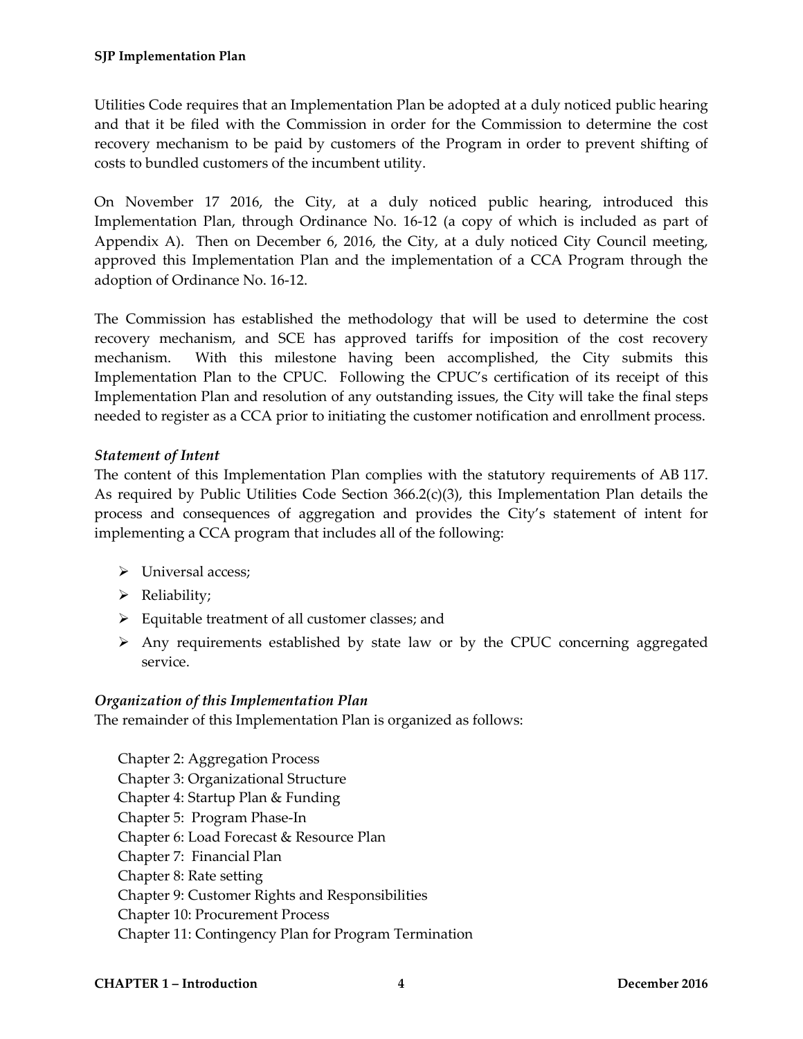Utilities Code requires that an Implementation Plan be adopted at a duly noticed public hearing and that it be filed with the Commission in order for the Commission to determine the cost recovery mechanism to be paid by customers of the Program in order to prevent shifting of costs to bundled customers of the incumbent utility.

On November 17 2016, the City, at a duly noticed public hearing, introduced this Implementation Plan, through Ordinance No. 16-12 (a copy of which is included as part of Appendix A). Then on December 6, 2016, the City, at a duly noticed City Council meeting, approved this Implementation Plan and the implementation of a CCA Program through the adoption of Ordinance No. 16-12.

The Commission has established the methodology that will be used to determine the cost recovery mechanism, and SCE has approved tariffs for imposition of the cost recovery mechanism. With this milestone having been accomplished, the City submits this Implementation Plan to the CPUC. Following the CPUC's certification of its receipt of this Implementation Plan and resolution of any outstanding issues, the City will take the final steps needed to register as a CCA prior to initiating the customer notification and enrollment process.

### *Statement of Intent*

The content of this Implementation Plan complies with the statutory requirements of AB 117. As required by Public Utilities Code Section 366.2(c)(3), this Implementation Plan details the process and consequences of aggregation and provides the City's statement of intent for implementing a CCA program that includes all of the following:

- Universal access;
- Reliability;
- Equitable treatment of all customer classes; and
- Any requirements established by state law or by the CPUC concerning aggregated service.

### *Organization of this Implementation Plan*

The remainder of this Implementation Plan is organized as follows:

Chapter 2: Aggregation Process
Chapter 3: Organizational Structure
Chapter 4: Startup Plan & Funding
Chapter 5: Program Phase-In
Chapter 6: Load Forecast & Resource Plan
Chapter 7: Financial Plan
Chapter 8: Rate setting
Chapter 9: Customer Rights and Responsibilities
Chapter 10: Procurement Process
Chapter 11: Contingency Plan for Program Termination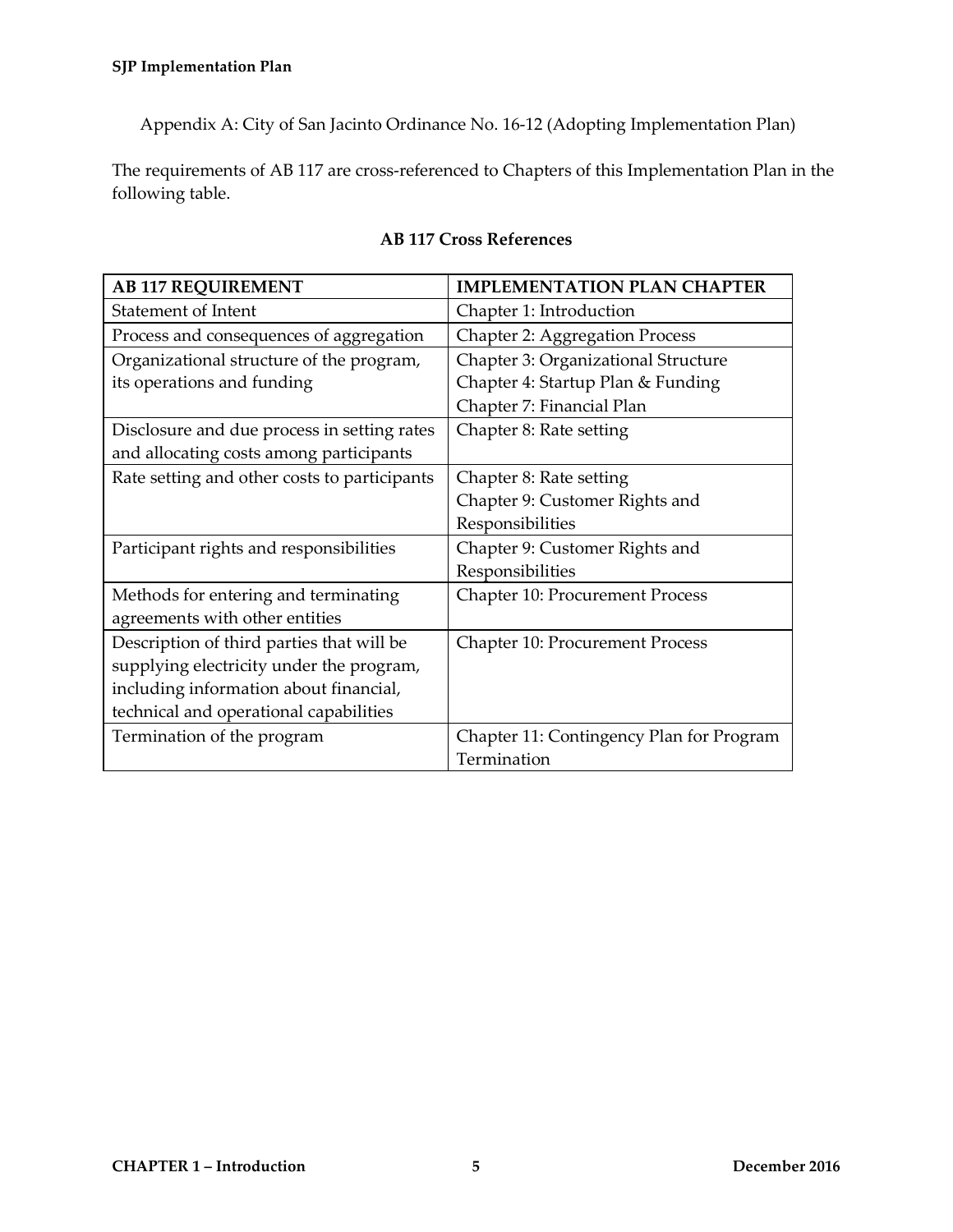Appendix A: City of San Jacinto Ordinance No. 16-12 (Adopting Implementation Plan)

The requirements of AB 117 are cross-referenced to Chapters of this Implementation Plan in the following table.

**AB 117 Cross References**

| AB 117 REQUIREMENT | IMPLEMENTATION PLAN CHAPTER |
| --- | --- |
| Statement of Intent | Chapter 1: Introduction |
| Process and consequences of aggregation | Chapter 2: Aggregation Process |
| Organizational structure of the program, its operations and funding | Chapter 3: Organizational Structure<br>Chapter 4: Startup Plan & Funding<br>Chapter 7: Financial Plan |
| Disclosure and due process in setting rates and allocating costs among participants | Chapter 8: Rate setting |
| Rate setting and other costs to participants | Chapter 8: Rate setting<br>Chapter 9: Customer Rights and Responsibilities |
| Participant rights and responsibilities | Chapter 9: Customer Rights and Responsibilities |
| Methods for entering and terminating agreements with other entities | Chapter 10: Procurement Process |
| Description of third parties that will be supplying electricity under the program, including information about financial, technical and operational capabilities | Chapter 10: Procurement Process |
| Termination of the program | Chapter 11: Contingency Plan for Program Termination |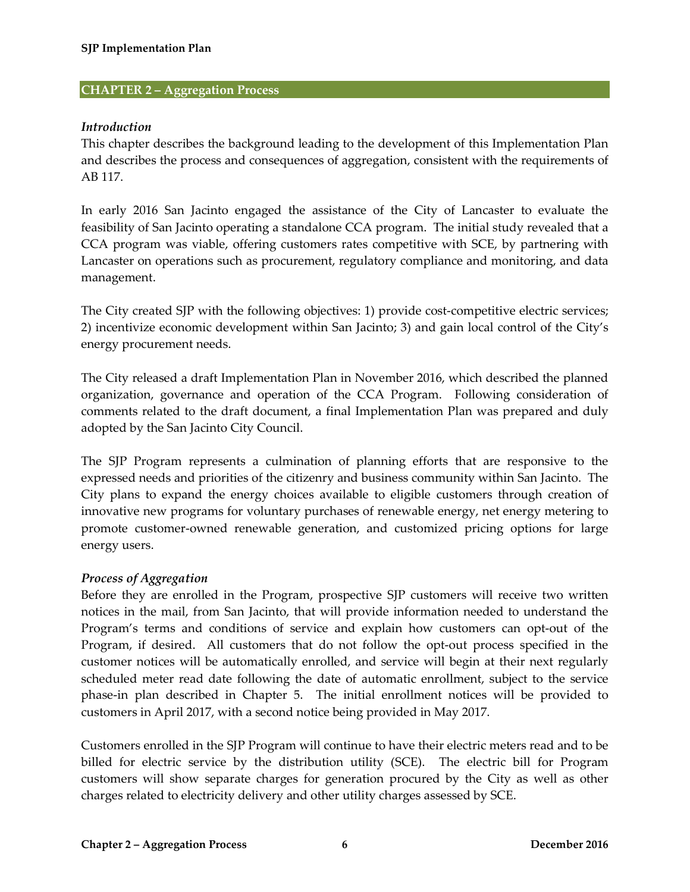## CHAPTER 2 – Aggregation Process

### *Introduction*

This chapter describes the background leading to the development of this Implementation Plan and describes the process and consequences of aggregation, consistent with the requirements of AB 117.

In early 2016 San Jacinto engaged the assistance of the City of Lancaster to evaluate the feasibility of San Jacinto operating a standalone CCA program. The initial study revealed that a CCA program was viable, offering customers rates competitive with SCE, by partnering with Lancaster on operations such as procurement, regulatory compliance and monitoring, and data management.

The City created SJP with the following objectives: 1) provide cost-competitive electric services; 2) incentivize economic development within San Jacinto; 3) and gain local control of the City's energy procurement needs.

The City released a draft Implementation Plan in November 2016, which described the planned organization, governance and operation of the CCA Program. Following consideration of comments related to the draft document, a final Implementation Plan was prepared and duly adopted by the San Jacinto City Council.

The SJP Program represents a culmination of planning efforts that are responsive to the expressed needs and priorities of the citizenry and business community within San Jacinto. The City plans to expand the energy choices available to eligible customers through creation of innovative new programs for voluntary purchases of renewable energy, net energy metering to promote customer-owned renewable generation, and customized pricing options for large energy users.

### *Process of Aggregation*

Before they are enrolled in the Program, prospective SJP customers will receive two written notices in the mail, from San Jacinto, that will provide information needed to understand the Program's terms and conditions of service and explain how customers can opt-out of the Program, if desired. All customers that do not follow the opt-out process specified in the customer notices will be automatically enrolled, and service will begin at their next regularly scheduled meter read date following the date of automatic enrollment, subject to the service phase-in plan described in Chapter 5. The initial enrollment notices will be provided to customers in April 2017, with a second notice being provided in May 2017.

Customers enrolled in the SJP Program will continue to have their electric meters read and to be billed for electric service by the distribution utility (SCE). The electric bill for Program customers will show separate charges for generation procured by the City as well as other charges related to electricity delivery and other utility charges assessed by SCE.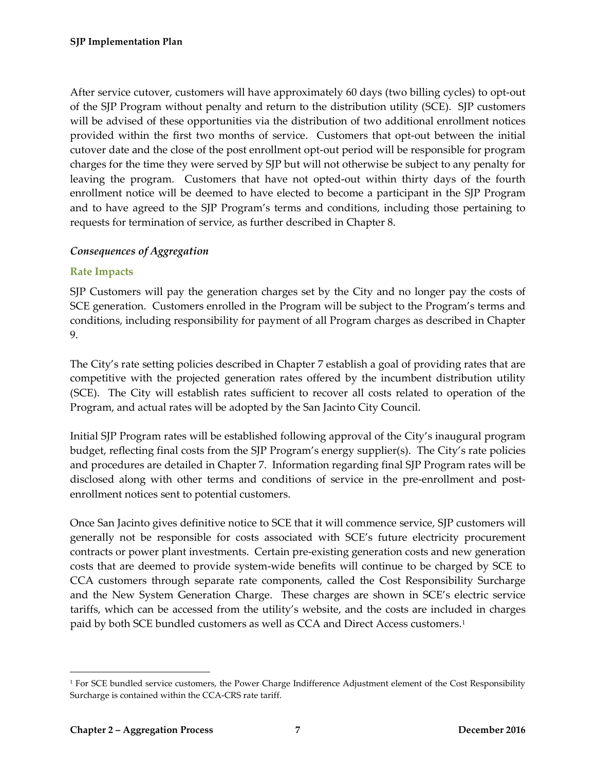After service cutover, customers will have approximately 60 days (two billing cycles) to opt-out of the SJP Program without penalty and return to the distribution utility (SCE). SJP customers will be advised of these opportunities via the distribution of two additional enrollment notices provided within the first two months of service. Customers that opt-out between the initial cutover date and the close of the post enrollment opt-out period will be responsible for program charges for the time they were served by SJP but will not otherwise be subject to any penalty for leaving the program. Customers that have not opted-out within thirty days of the fourth enrollment notice will be deemed to have elected to become a participant in the SJP Program and to have agreed to the SJP Program's terms and conditions, including those pertaining to requests for termination of service, as further described in Chapter 8.

### *Consequences of Aggregation*

#### Rate Impacts

SJP Customers will pay the generation charges set by the City and no longer pay the costs of SCE generation. Customers enrolled in the Program will be subject to the Program's terms and conditions, including responsibility for payment of all Program charges as described in Chapter 9.

The City's rate setting policies described in Chapter 7 establish a goal of providing rates that are competitive with the projected generation rates offered by the incumbent distribution utility (SCE). The City will establish rates sufficient to recover all costs related to operation of the Program, and actual rates will be adopted by the San Jacinto City Council.

Initial SJP Program rates will be established following approval of the City's inaugural program budget, reflecting final costs from the SJP Program's energy supplier(s). The City's rate policies and procedures are detailed in Chapter 7. Information regarding final SJP Program rates will be disclosed along with other terms and conditions of service in the pre-enrollment and post-enrollment notices sent to potential customers.

Once San Jacinto gives definitive notice to SCE that it will commence service, SJP customers will generally not be responsible for costs associated with SCE's future electricity procurement contracts or power plant investments. Certain pre-existing generation costs and new generation costs that are deemed to provide system-wide benefits will continue to be charged by SCE to CCA customers through separate rate components, called the Cost Responsibility Surcharge and the New System Generation Charge. These charges are shown in SCE's electric service tariffs, which can be accessed from the utility's website, and the costs are included in charges paid by both SCE bundled customers as well as CCA and Direct Access customers.[1]

---

[1] For SCE bundled service customers, the Power Charge Indifference Adjustment element of the Cost Responsibility Surcharge is contained within the CCA-CRS rate tariff.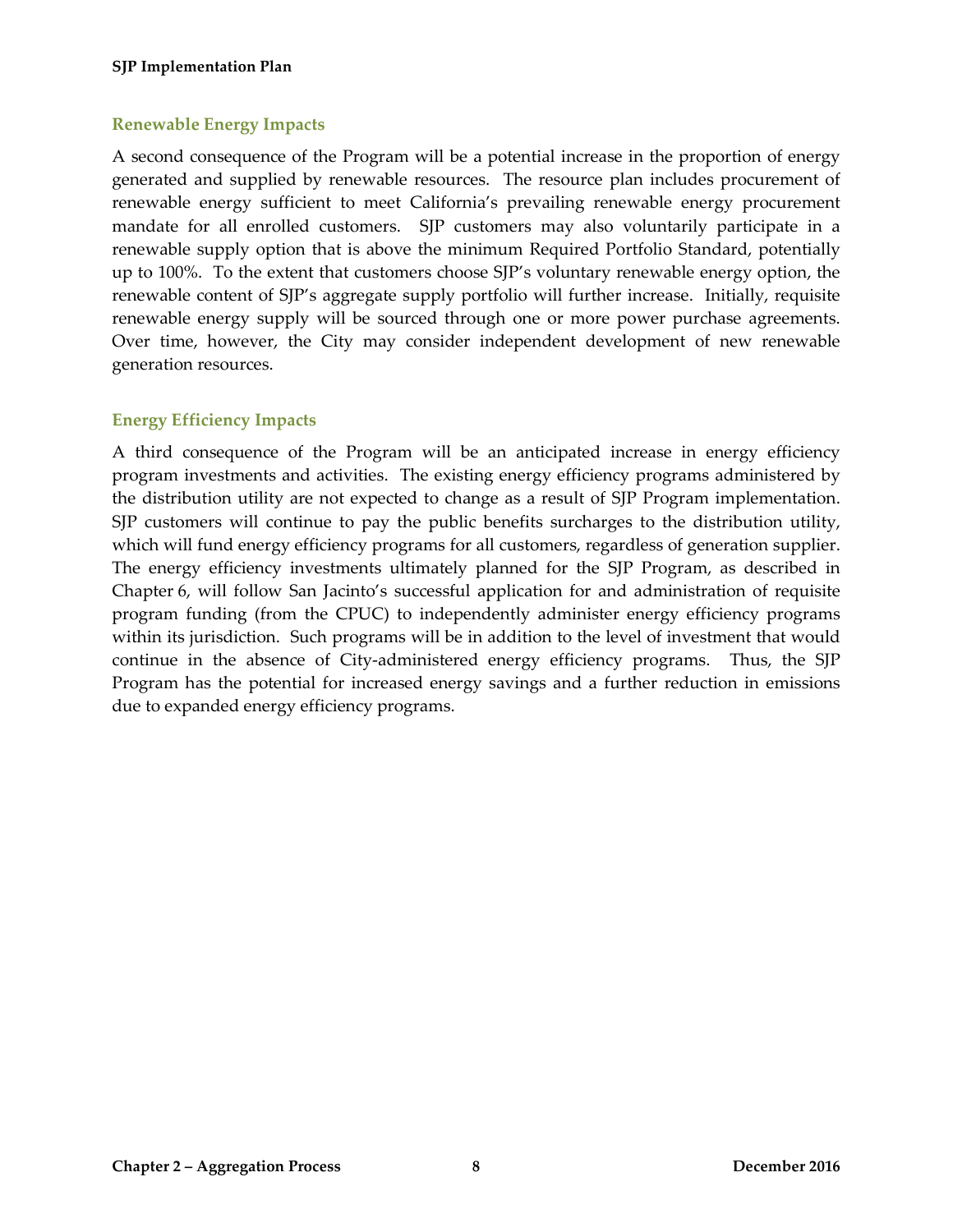### Renewable Energy Impacts

A second consequence of the Program will be a potential increase in the proportion of energy generated and supplied by renewable resources. The resource plan includes procurement of renewable energy sufficient to meet California's prevailing renewable energy procurement mandate for all enrolled customers. SJP customers may also voluntarily participate in a renewable supply option that is above the minimum Required Portfolio Standard, potentially up to 100%. To the extent that customers choose SJP's voluntary renewable energy option, the renewable content of SJP's aggregate supply portfolio will further increase. Initially, requisite renewable energy supply will be sourced through one or more power purchase agreements. Over time, however, the City may consider independent development of new renewable generation resources.

### Energy Efficiency Impacts

A third consequence of the Program will be an anticipated increase in energy efficiency program investments and activities. The existing energy efficiency programs administered by the distribution utility are not expected to change as a result of SJP Program implementation. SJP customers will continue to pay the public benefits surcharges to the distribution utility, which will fund energy efficiency programs for all customers, regardless of generation supplier. The energy efficiency investments ultimately planned for the SJP Program, as described in Chapter 6, will follow San Jacinto's successful application for and administration of requisite program funding (from the CPUC) to independently administer energy efficiency programs within its jurisdiction. Such programs will be in addition to the level of investment that would continue in the absence of City-administered energy efficiency programs. Thus, the SJP Program has the potential for increased energy savings and a further reduction in emissions due to expanded energy efficiency programs.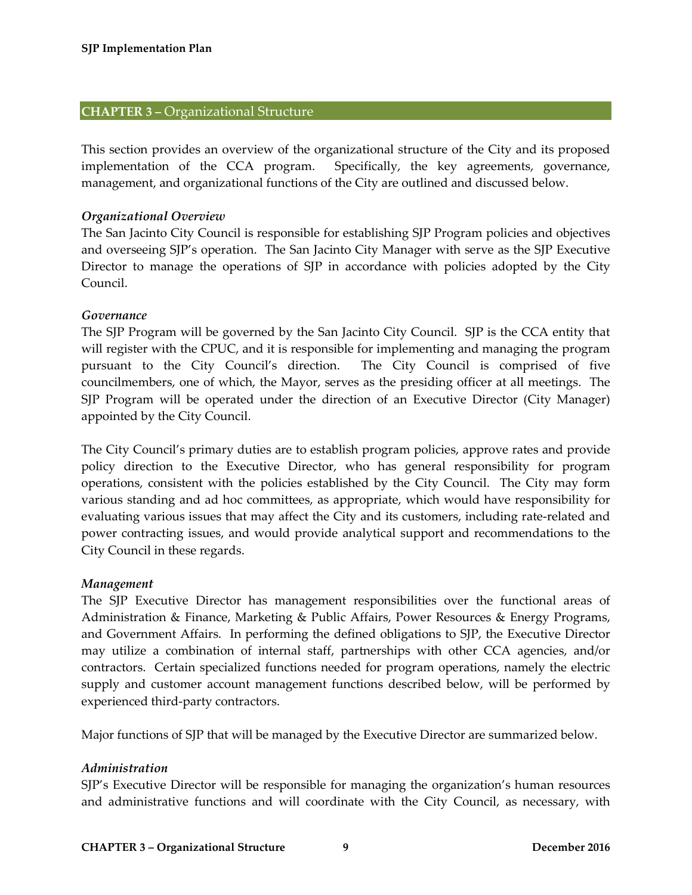## CHAPTER 3 – Organizational Structure

This section provides an overview of the organizational structure of the City and its proposed implementation of the CCA program. Specifically, the key agreements, governance, management, and organizational functions of the City are outlined and discussed below.

### *Organizational Overview*

The San Jacinto City Council is responsible for establishing SJP Program policies and objectives and overseeing SJP's operation. The San Jacinto City Manager with serve as the SJP Executive Director to manage the operations of SJP in accordance with policies adopted by the City Council.

### *Governance*

The SJP Program will be governed by the San Jacinto City Council. SJP is the CCA entity that will register with the CPUC, and it is responsible for implementing and managing the program pursuant to the City Council's direction. The City Council is comprised of five councilmembers, one of which, the Mayor, serves as the presiding officer at all meetings. The SJP Program will be operated under the direction of an Executive Director (City Manager) appointed by the City Council.

The City Council's primary duties are to establish program policies, approve rates and provide policy direction to the Executive Director, who has general responsibility for program operations, consistent with the policies established by the City Council. The City may form various standing and ad hoc committees, as appropriate, which would have responsibility for evaluating various issues that may affect the City and its customers, including rate-related and power contracting issues, and would provide analytical support and recommendations to the City Council in these regards.

### *Management*

The SJP Executive Director has management responsibilities over the functional areas of Administration & Finance, Marketing & Public Affairs, Power Resources & Energy Programs, and Government Affairs. In performing the defined obligations to SJP, the Executive Director may utilize a combination of internal staff, partnerships with other CCA agencies, and/or contractors. Certain specialized functions needed for program operations, namely the electric supply and customer account management functions described below, will be performed by experienced third-party contractors.

Major functions of SJP that will be managed by the Executive Director are summarized below.

### *Administration*

SJP's Executive Director will be responsible for managing the organization's human resources and administrative functions and will coordinate with the City Council, as necessary, with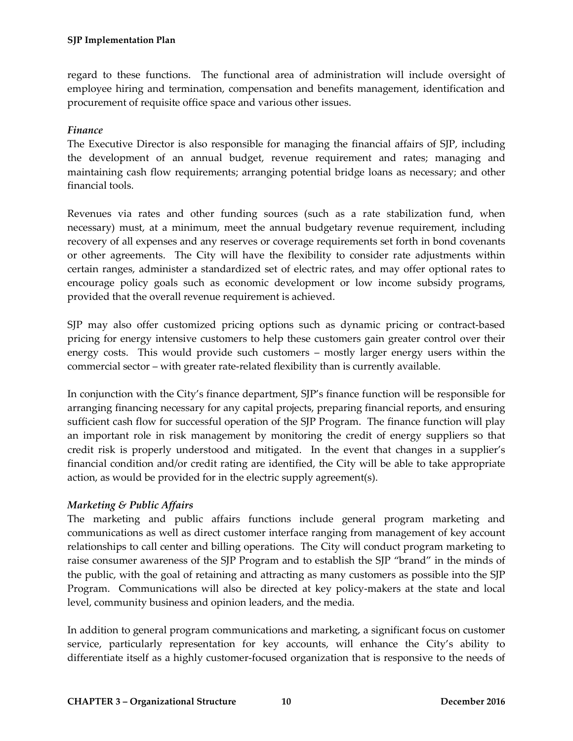regard to these functions. The functional area of administration will include oversight of employee hiring and termination, compensation and benefits management, identification and procurement of requisite office space and various other issues.

*Finance*

The Executive Director is also responsible for managing the financial affairs of SJP, including the development of an annual budget, revenue requirement and rates; managing and maintaining cash flow requirements; arranging potential bridge loans as necessary; and other financial tools.

Revenues via rates and other funding sources (such as a rate stabilization fund, when necessary) must, at a minimum, meet the annual budgetary revenue requirement, including recovery of all expenses and any reserves or coverage requirements set forth in bond covenants or other agreements. The City will have the flexibility to consider rate adjustments within certain ranges, administer a standardized set of electric rates, and may offer optional rates to encourage policy goals such as economic development or low income subsidy programs, provided that the overall revenue requirement is achieved.

SJP may also offer customized pricing options such as dynamic pricing or contract-based pricing for energy intensive customers to help these customers gain greater control over their energy costs. This would provide such customers – mostly larger energy users within the commercial sector – with greater rate-related flexibility than is currently available.

In conjunction with the City's finance department, SJP's finance function will be responsible for arranging financing necessary for any capital projects, preparing financial reports, and ensuring sufficient cash flow for successful operation of the SJP Program. The finance function will play an important role in risk management by monitoring the credit of energy suppliers so that credit risk is properly understood and mitigated. In the event that changes in a supplier's financial condition and/or credit rating are identified, the City will be able to take appropriate action, as would be provided for in the electric supply agreement(s).

*Marketing & Public Affairs*

The marketing and public affairs functions include general program marketing and communications as well as direct customer interface ranging from management of key account relationships to call center and billing operations. The City will conduct program marketing to raise consumer awareness of the SJP Program and to establish the SJP "brand" in the minds of the public, with the goal of retaining and attracting as many customers as possible into the SJP Program. Communications will also be directed at key policy-makers at the state and local level, community business and opinion leaders, and the media.

In addition to general program communications and marketing, a significant focus on customer service, particularly representation for key accounts, will enhance the City's ability to differentiate itself as a highly customer-focused organization that is responsive to the needs of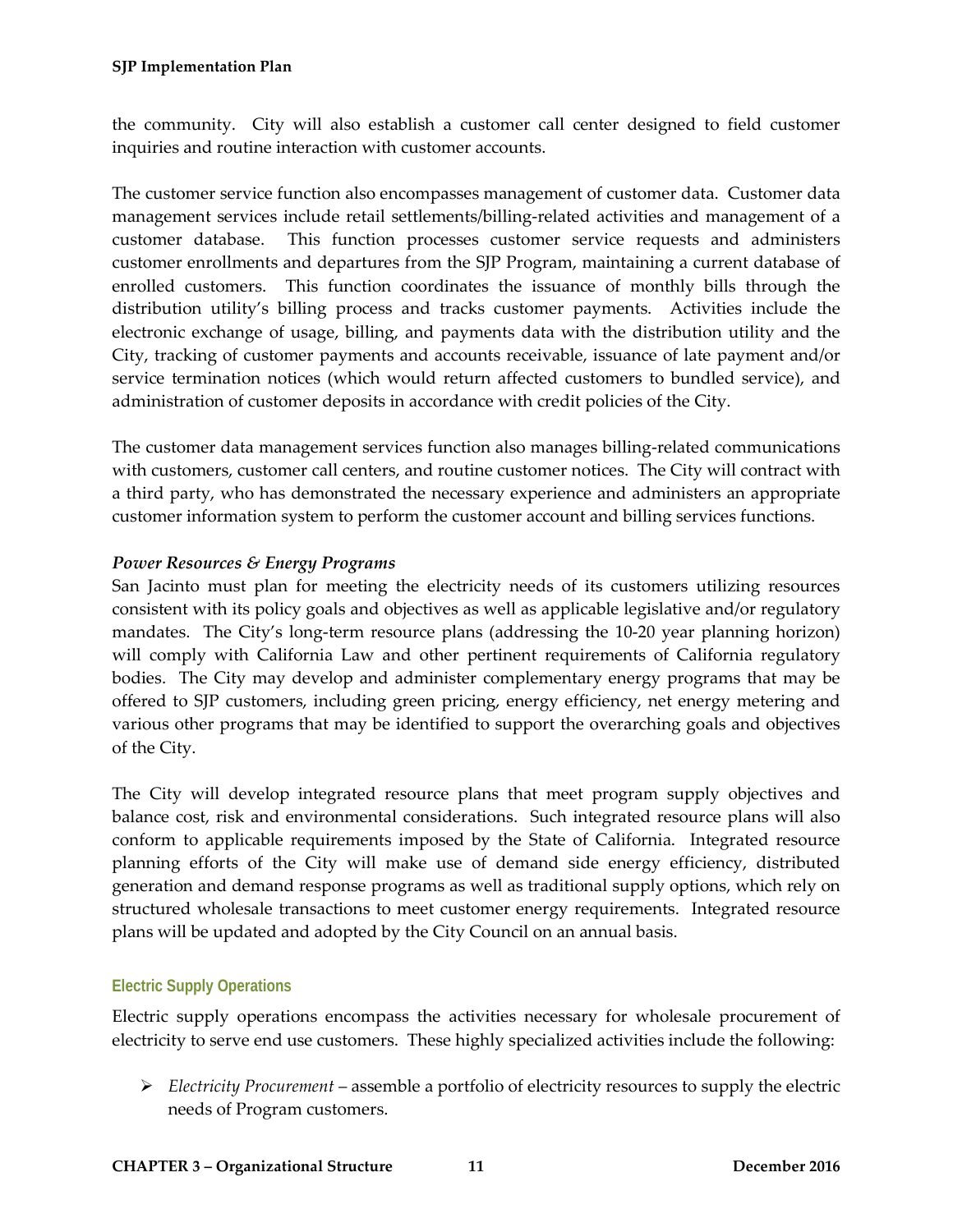the community. City will also establish a customer call center designed to field customer inquiries and routine interaction with customer accounts.

The customer service function also encompasses management of customer data. Customer data management services include retail settlements/billing-related activities and management of a customer database. This function processes customer service requests and administers customer enrollments and departures from the SJP Program, maintaining a current database of enrolled customers. This function coordinates the issuance of monthly bills through the distribution utility's billing process and tracks customer payments. Activities include the electronic exchange of usage, billing, and payments data with the distribution utility and the City, tracking of customer payments and accounts receivable, issuance of late payment and/or service termination notices (which would return affected customers to bundled service), and administration of customer deposits in accordance with credit policies of the City.

The customer data management services function also manages billing-related communications with customers, customer call centers, and routine customer notices. The City will contract with a third party, who has demonstrated the necessary experience and administers an appropriate customer information system to perform the customer account and billing services functions.

***Power Resources & Energy Programs***

San Jacinto must plan for meeting the electricity needs of its customers utilizing resources consistent with its policy goals and objectives as well as applicable legislative and/or regulatory mandates. The City's long-term resource plans (addressing the 10-20 year planning horizon) will comply with California Law and other pertinent requirements of California regulatory bodies. The City may develop and administer complementary energy programs that may be offered to SJP customers, including green pricing, energy efficiency, net energy metering and various other programs that may be identified to support the overarching goals and objectives of the City.

The City will develop integrated resource plans that meet program supply objectives and balance cost, risk and environmental considerations. Such integrated resource plans will also conform to applicable requirements imposed by the State of California. Integrated resource planning efforts of the City will make use of demand side energy efficiency, distributed generation and demand response programs as well as traditional supply options, which rely on structured wholesale transactions to meet customer energy requirements. Integrated resource plans will be updated and adopted by the City Council on an annual basis.

## Electric Supply Operations

Electric supply operations encompass the activities necessary for wholesale procurement of electricity to serve end use customers. These highly specialized activities include the following:

- *Electricity Procurement* – assemble a portfolio of electricity resources to supply the electric needs of Program customers.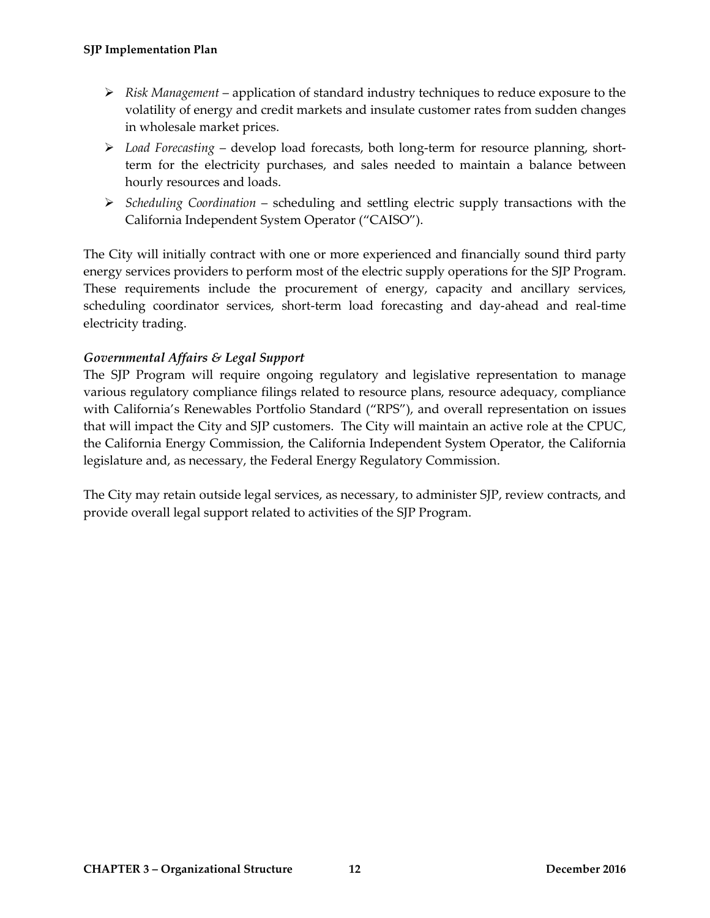- *Risk Management* – application of standard industry techniques to reduce exposure to the volatility of energy and credit markets and insulate customer rates from sudden changes in wholesale market prices.
- *Load Forecasting* – develop load forecasts, both long-term for resource planning, short-term for the electricity purchases, and sales needed to maintain a balance between hourly resources and loads.
- *Scheduling Coordination* – scheduling and settling electric supply transactions with the California Independent System Operator ("CAISO").

The City will initially contract with one or more experienced and financially sound third party energy services providers to perform most of the electric supply operations for the SJP Program. These requirements include the procurement of energy, capacity and ancillary services, scheduling coordinator services, short-term load forecasting and day-ahead and real-time electricity trading.

### *Governmental Affairs & Legal Support*

The SJP Program will require ongoing regulatory and legislative representation to manage various regulatory compliance filings related to resource plans, resource adequacy, compliance with California's Renewables Portfolio Standard ("RPS"), and overall representation on issues that will impact the City and SJP customers. The City will maintain an active role at the CPUC, the California Energy Commission, the California Independent System Operator, the California legislature and, as necessary, the Federal Energy Regulatory Commission.

The City may retain outside legal services, as necessary, to administer SJP, review contracts, and provide overall legal support related to activities of the SJP Program.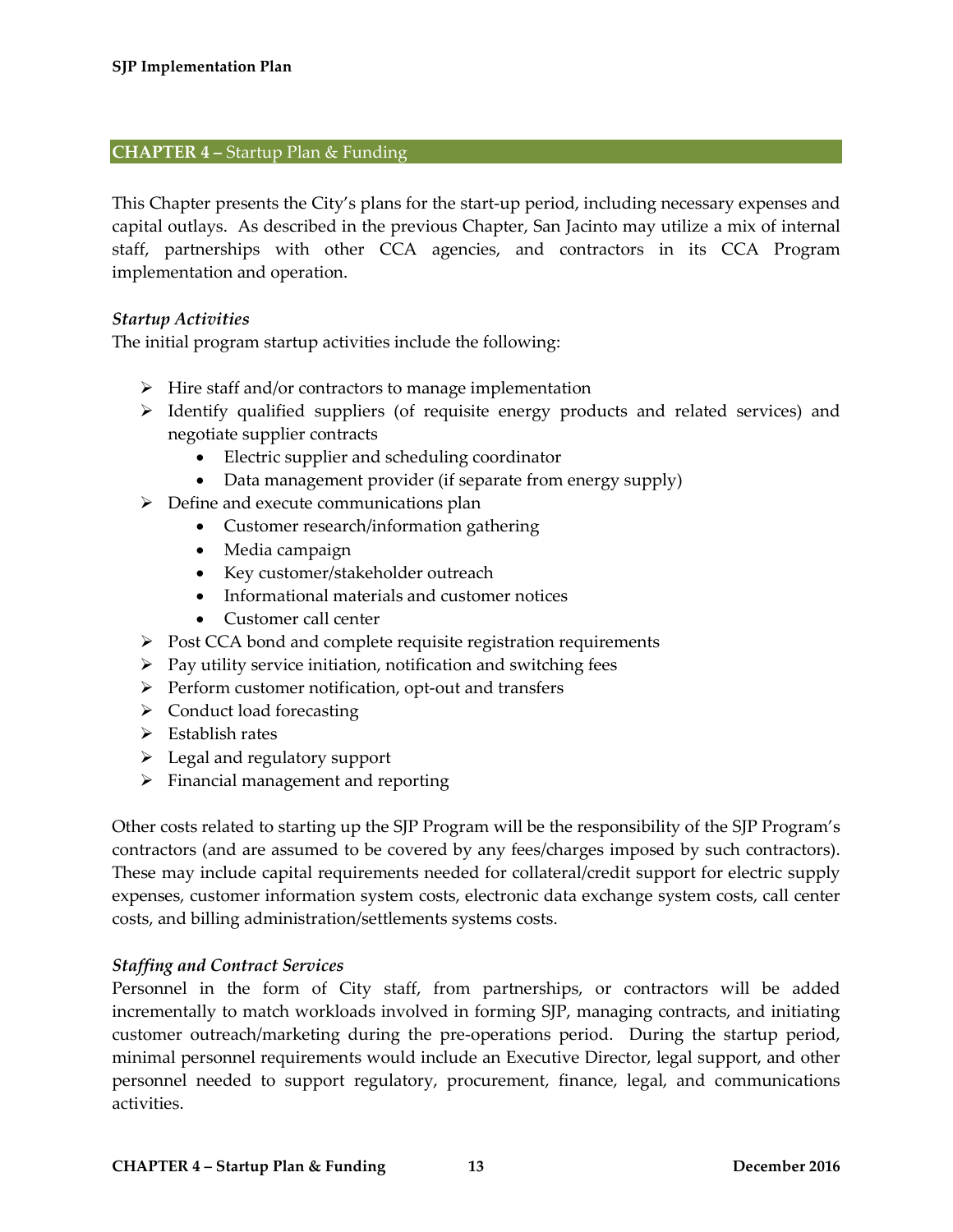## CHAPTER 4 – Startup Plan & Funding

This Chapter presents the City's plans for the start-up period, including necessary expenses and capital outlays. As described in the previous Chapter, San Jacinto may utilize a mix of internal staff, partnerships with other CCA agencies, and contractors in its CCA Program implementation and operation.

### *Startup Activities*

The initial program startup activities include the following:

- Hire staff and/or contractors to manage implementation
- Identify qualified suppliers (of requisite energy products and related services) and negotiate supplier contracts
  - Electric supplier and scheduling coordinator
  - Data management provider (if separate from energy supply)
- Define and execute communications plan
  - Customer research/information gathering
  - Media campaign
  - Key customer/stakeholder outreach
  - Informational materials and customer notices
  - Customer call center
- Post CCA bond and complete requisite registration requirements
- Pay utility service initiation, notification and switching fees
- Perform customer notification, opt-out and transfers
- Conduct load forecasting
- Establish rates
- Legal and regulatory support
- Financial management and reporting

Other costs related to starting up the SJP Program will be the responsibility of the SJP Program's contractors (and are assumed to be covered by any fees/charges imposed by such contractors). These may include capital requirements needed for collateral/credit support for electric supply expenses, customer information system costs, electronic data exchange system costs, call center costs, and billing administration/settlements systems costs.

### *Staffing and Contract Services*

Personnel in the form of City staff, from partnerships, or contractors will be added incrementally to match workloads involved in forming SJP, managing contracts, and initiating customer outreach/marketing during the pre-operations period. During the startup period, minimal personnel requirements would include an Executive Director, legal support, and other personnel needed to support regulatory, procurement, finance, legal, and communications activities.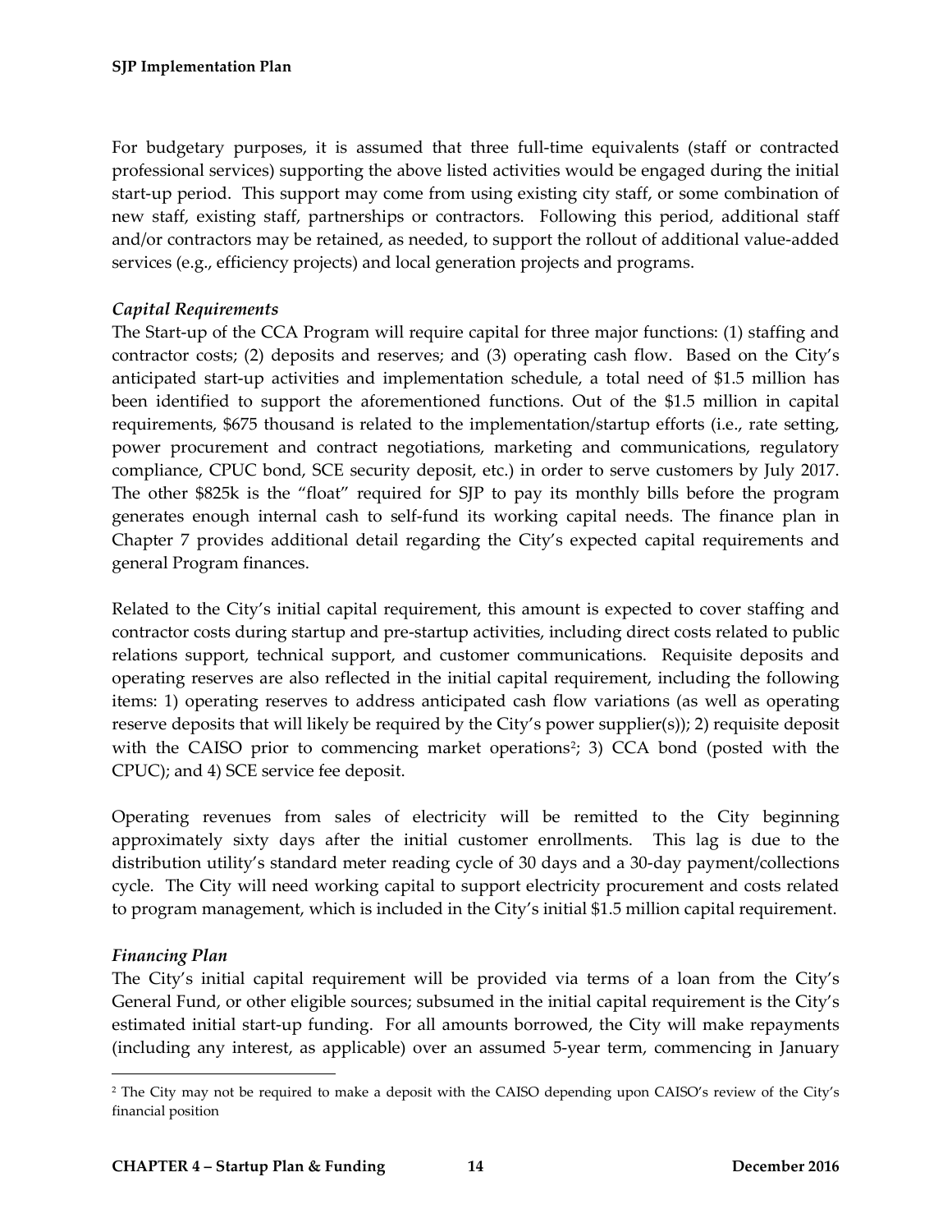For budgetary purposes, it is assumed that three full-time equivalents (staff or contracted professional services) supporting the above listed activities would be engaged during the initial start-up period. This support may come from using existing city staff, or some combination of new staff, existing staff, partnerships or contractors. Following this period, additional staff and/or contractors may be retained, as needed, to support the rollout of additional value-added services (e.g., efficiency projects) and local generation projects and programs.

### *Capital Requirements*

The Start-up of the CCA Program will require capital for three major functions: (1) staffing and contractor costs; (2) deposits and reserves; and (3) operating cash flow. Based on the City's anticipated start-up activities and implementation schedule, a total need of $1.5 million has been identified to support the aforementioned functions. Out of the $1.5 million in capital requirements, $675 thousand is related to the implementation/startup efforts (i.e., rate setting, power procurement and contract negotiations, marketing and communications, regulatory compliance, CPUC bond, SCE security deposit, etc.) in order to serve customers by July 2017. The other $825k is the "float" required for SJP to pay its monthly bills before the program generates enough internal cash to self-fund its working capital needs. The finance plan in Chapter 7 provides additional detail regarding the City's expected capital requirements and general Program finances.

Related to the City's initial capital requirement, this amount is expected to cover staffing and contractor costs during startup and pre-startup activities, including direct costs related to public relations support, technical support, and customer communications. Requisite deposits and operating reserves are also reflected in the initial capital requirement, including the following items: 1) operating reserves to address anticipated cash flow variations (as well as operating reserve deposits that will likely be required by the City's power supplier(s)); 2) requisite deposit with the CAISO prior to commencing market operations[2]; 3) CCA bond (posted with the CPUC); and 4) SCE service fee deposit.

Operating revenues from sales of electricity will be remitted to the City beginning approximately sixty days after the initial customer enrollments. This lag is due to the distribution utility's standard meter reading cycle of 30 days and a 30-day payment/collections cycle. The City will need working capital to support electricity procurement and costs related to program management, which is included in the City's initial $1.5 million capital requirement.

### *Financing Plan*

The City's initial capital requirement will be provided via terms of a loan from the City's General Fund, or other eligible sources; subsumed in the initial capital requirement is the City's estimated initial start-up funding. For all amounts borrowed, the City will make repayments (including any interest, as applicable) over an assumed 5-year term, commencing in January

---

[2] The City may not be required to make a deposit with the CAISO depending upon CAISO's review of the City's financial position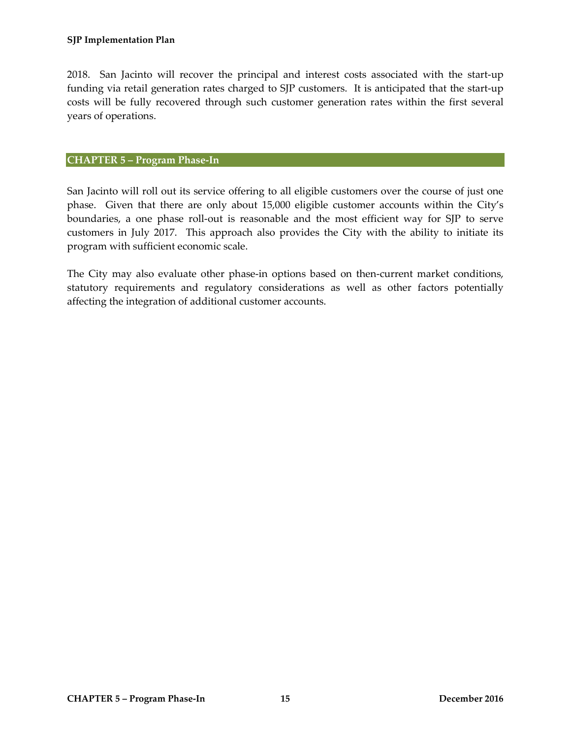2018. San Jacinto will recover the principal and interest costs associated with the start-up funding via retail generation rates charged to SJP customers. It is anticipated that the start-up costs will be fully recovered through such customer generation rates within the first several years of operations.

## CHAPTER 5 – Program Phase-In

San Jacinto will roll out its service offering to all eligible customers over the course of just one phase. Given that there are only about 15,000 eligible customer accounts within the City's boundaries, a one phase roll-out is reasonable and the most efficient way for SJP to serve customers in July 2017. This approach also provides the City with the ability to initiate its program with sufficient economic scale.

The City may also evaluate other phase-in options based on then-current market conditions, statutory requirements and regulatory considerations as well as other factors potentially affecting the integration of additional customer accounts.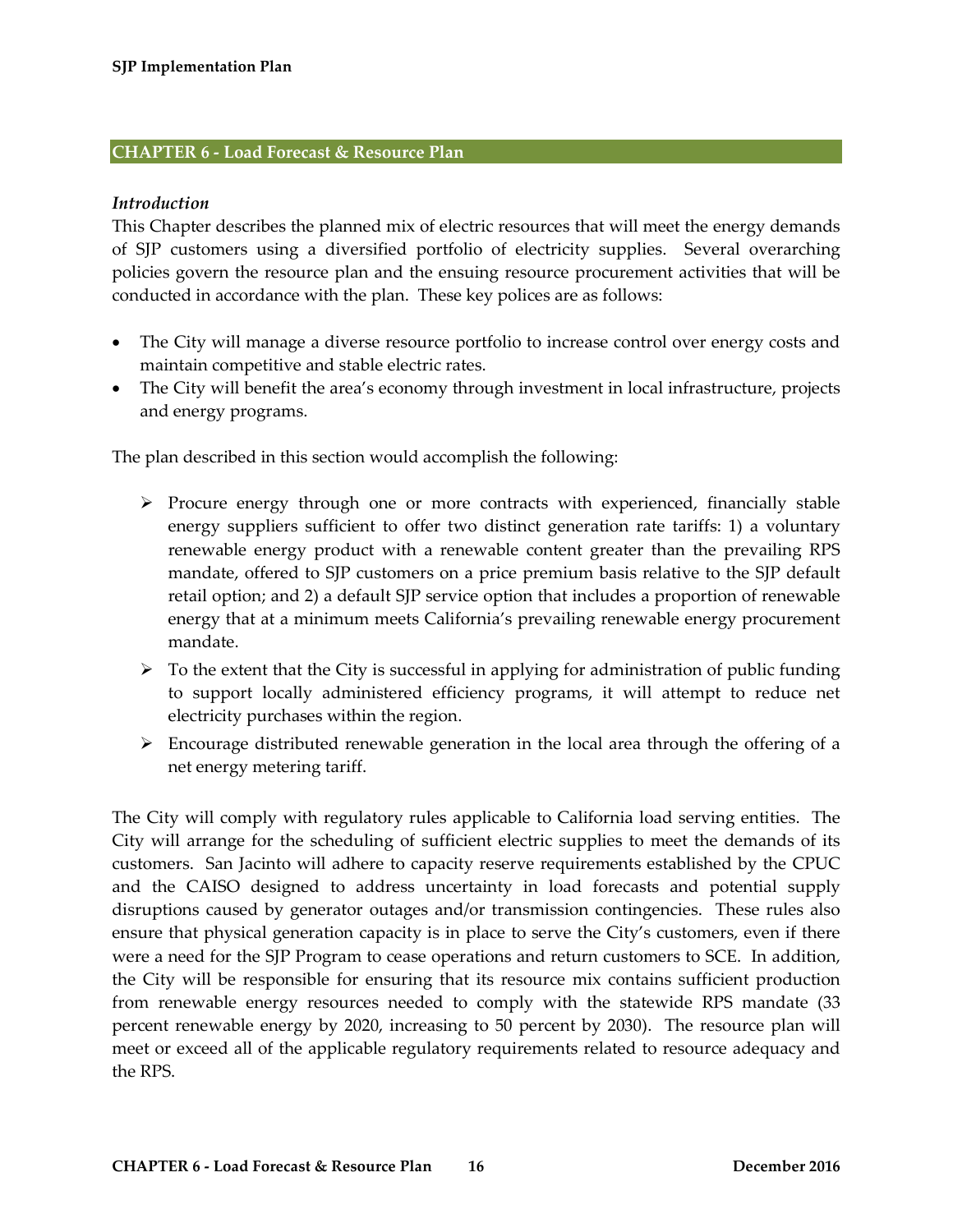## CHAPTER 6 - Load Forecast & Resource Plan

### *Introduction*

This Chapter describes the planned mix of electric resources that will meet the energy demands of SJP customers using a diversified portfolio of electricity supplies. Several overarching policies govern the resource plan and the ensuing resource procurement activities that will be conducted in accordance with the plan. These key polices are as follows:

- The City will manage a diverse resource portfolio to increase control over energy costs and maintain competitive and stable electric rates.
- The City will benefit the area's economy through investment in local infrastructure, projects and energy programs.

The plan described in this section would accomplish the following:

- Procure energy through one or more contracts with experienced, financially stable energy suppliers sufficient to offer two distinct generation rate tariffs: 1) a voluntary renewable energy product with a renewable content greater than the prevailing RPS mandate, offered to SJP customers on a price premium basis relative to the SJP default retail option; and 2) a default SJP service option that includes a proportion of renewable energy that at a minimum meets California's prevailing renewable energy procurement mandate.
- To the extent that the City is successful in applying for administration of public funding to support locally administered efficiency programs, it will attempt to reduce net electricity purchases within the region.
- Encourage distributed renewable generation in the local area through the offering of a net energy metering tariff.

The City will comply with regulatory rules applicable to California load serving entities. The City will arrange for the scheduling of sufficient electric supplies to meet the demands of its customers. San Jacinto will adhere to capacity reserve requirements established by the CPUC and the CAISO designed to address uncertainty in load forecasts and potential supply disruptions caused by generator outages and/or transmission contingencies. These rules also ensure that physical generation capacity is in place to serve the City's customers, even if there were a need for the SJP Program to cease operations and return customers to SCE. In addition, the City will be responsible for ensuring that its resource mix contains sufficient production from renewable energy resources needed to comply with the statewide RPS mandate (33 percent renewable energy by 2020, increasing to 50 percent by 2030). The resource plan will meet or exceed all of the applicable regulatory requirements related to resource adequacy and the RPS.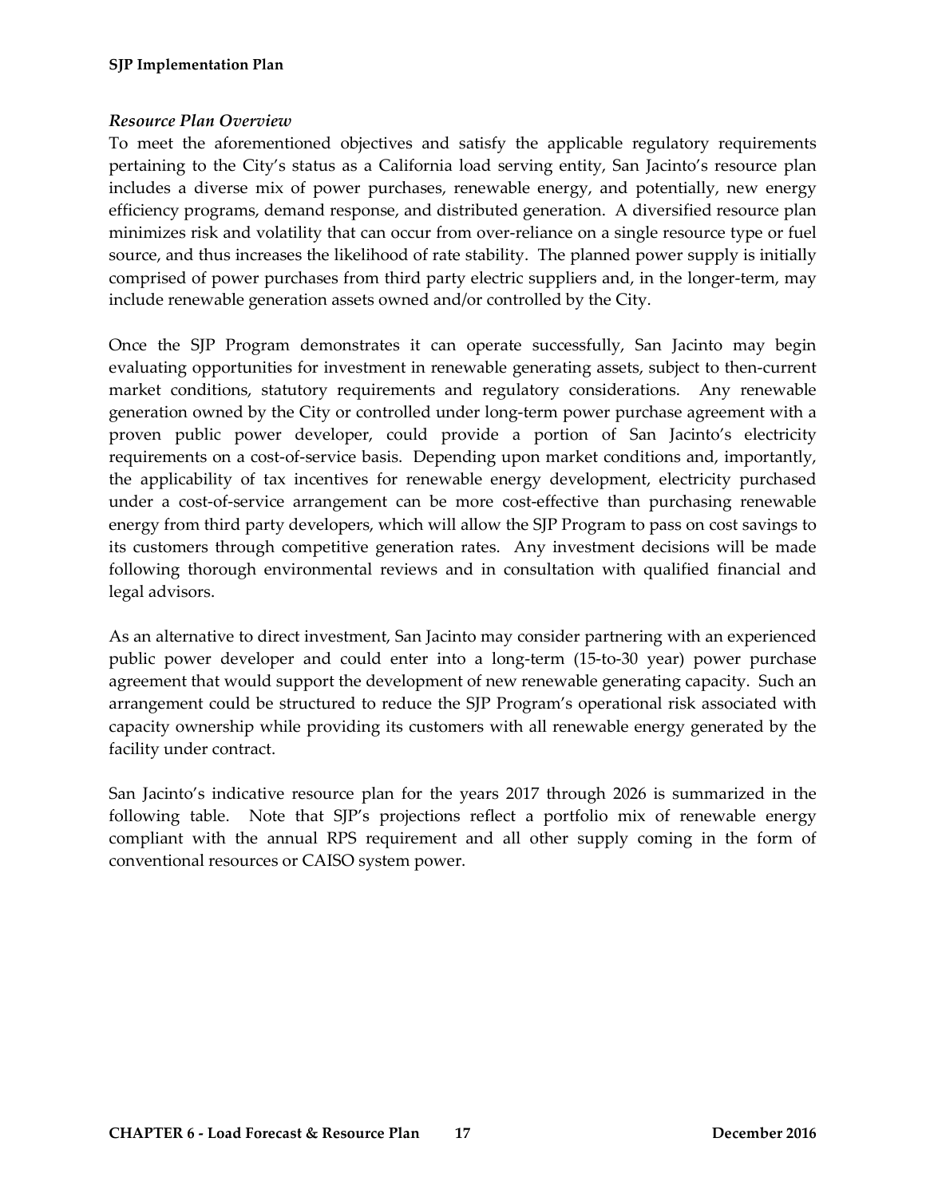### *Resource Plan Overview*

To meet the aforementioned objectives and satisfy the applicable regulatory requirements pertaining to the City's status as a California load serving entity, San Jacinto's resource plan includes a diverse mix of power purchases, renewable energy, and potentially, new energy efficiency programs, demand response, and distributed generation. A diversified resource plan minimizes risk and volatility that can occur from over-reliance on a single resource type or fuel source, and thus increases the likelihood of rate stability. The planned power supply is initially comprised of power purchases from third party electric suppliers and, in the longer-term, may include renewable generation assets owned and/or controlled by the City.

Once the SJP Program demonstrates it can operate successfully, San Jacinto may begin evaluating opportunities for investment in renewable generating assets, subject to then-current market conditions, statutory requirements and regulatory considerations. Any renewable generation owned by the City or controlled under long-term power purchase agreement with a proven public power developer, could provide a portion of San Jacinto's electricity requirements on a cost-of-service basis. Depending upon market conditions and, importantly, the applicability of tax incentives for renewable energy development, electricity purchased under a cost-of-service arrangement can be more cost-effective than purchasing renewable energy from third party developers, which will allow the SJP Program to pass on cost savings to its customers through competitive generation rates. Any investment decisions will be made following thorough environmental reviews and in consultation with qualified financial and legal advisors.

As an alternative to direct investment, San Jacinto may consider partnering with an experienced public power developer and could enter into a long-term (15-to-30 year) power purchase agreement that would support the development of new renewable generating capacity. Such an arrangement could be structured to reduce the SJP Program's operational risk associated with capacity ownership while providing its customers with all renewable energy generated by the facility under contract.

San Jacinto's indicative resource plan for the years 2017 through 2026 is summarized in the following table. Note that SJP's projections reflect a portfolio mix of renewable energy compliant with the annual RPS requirement and all other supply coming in the form of conventional resources or CAISO system power.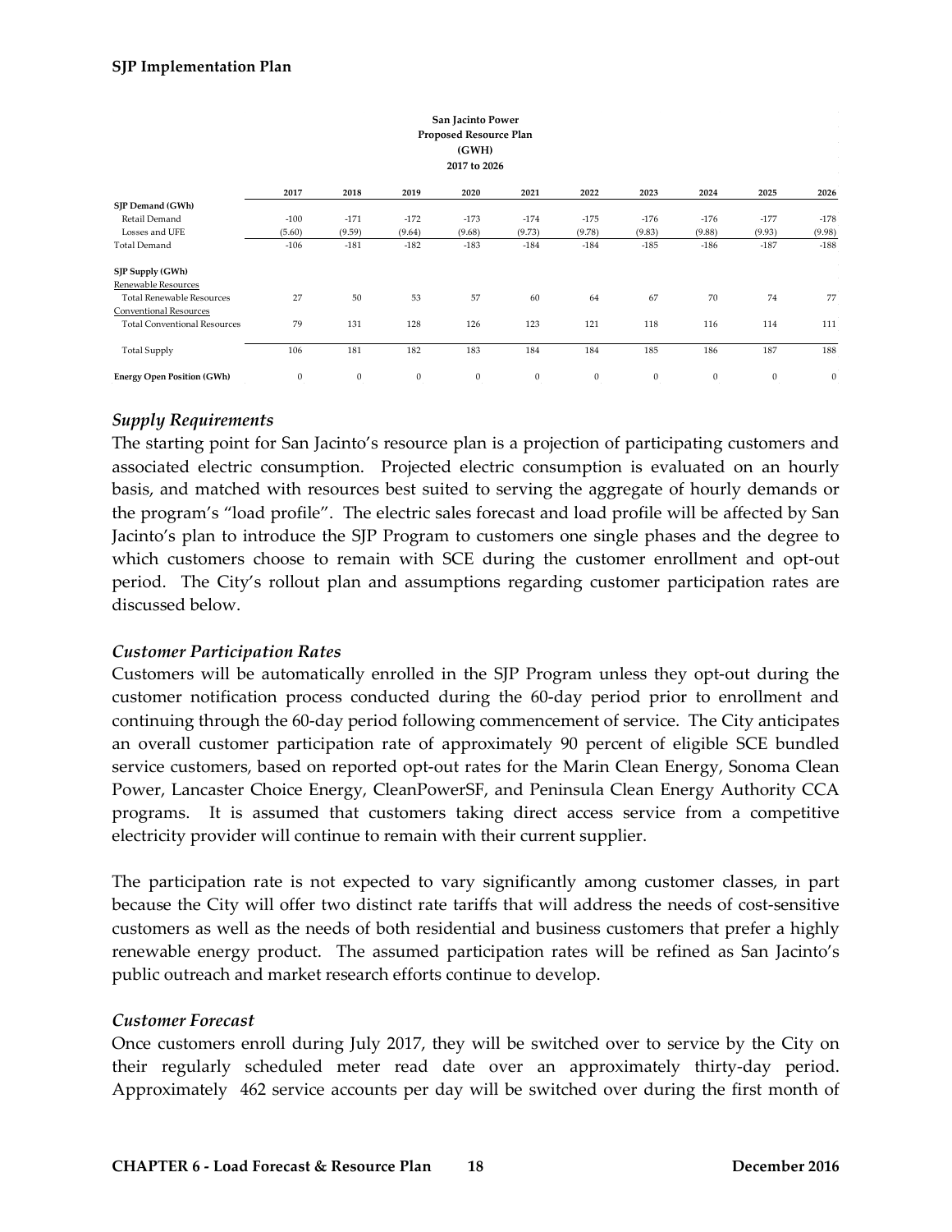**San Jacinto Power**
**Proposed Resource Plan**
**(GWH)**
**2017 to 2026**

| | 2017 | 2018 | 2019 | 2020 | 2021 | 2022 | 2023 | 2024 | 2025 | 2026 |
|---|---|---|---|---|---|---|---|---|---|---|
| **SJP Demand (GWh)** | | | | | | | | | | |
| Retail Demand | -100 | -171 | -172 | -173 | -174 | -175 | -176 | -176 | -177 | -178 |
| Losses and UFE | (5.60) | (9.59) | (9.64) | (9.68) | (9.73) | (9.78) | (9.83) | (9.88) | (9.93) | (9.98) |
| Total Demand | -106 | -181 | -182 | -183 | -184 | -184 | -185 | -186 | -187 | -188 |
| **SJP Supply (GWh)** | | | | | | | | | | |
| Renewable Resources | | | | | | | | | | |
| Total Renewable Resources | 27 | 50 | 53 | 57 | 60 | 64 | 67 | 70 | 74 | 77 |
| Conventional Resources | | | | | | | | | | |
| Total Conventional Resources | 79 | 131 | 128 | 126 | 123 | 121 | 118 | 116 | 114 | 111 |
| Total Supply | 106 | 181 | 182 | 183 | 184 | 184 | 185 | 186 | 187 | 188 |
| **Energy Open Position (GWh)** | 0 | 0 | 0 | 0 | 0 | 0 | 0 | 0 | 0 | 0 |

### *Supply Requirements*

The starting point for San Jacinto's resource plan is a projection of participating customers and associated electric consumption. Projected electric consumption is evaluated on an hourly basis, and matched with resources best suited to serving the aggregate of hourly demands or the program's "load profile". The electric sales forecast and load profile will be affected by San Jacinto's plan to introduce the SJP Program to customers one single phases and the degree to which customers choose to remain with SCE during the customer enrollment and opt-out period. The City's rollout plan and assumptions regarding customer participation rates are discussed below.

### *Customer Participation Rates*

Customers will be automatically enrolled in the SJP Program unless they opt-out during the customer notification process conducted during the 60-day period prior to enrollment and continuing through the 60-day period following commencement of service. The City anticipates an overall customer participation rate of approximately 90 percent of eligible SCE bundled service customers, based on reported opt-out rates for the Marin Clean Energy, Sonoma Clean Power, Lancaster Choice Energy, CleanPowerSF, and Peninsula Clean Energy Authority CCA programs. It is assumed that customers taking direct access service from a competitive electricity provider will continue to remain with their current supplier.

The participation rate is not expected to vary significantly among customer classes, in part because the City will offer two distinct rate tariffs that will address the needs of cost-sensitive customers as well as the needs of both residential and business customers that prefer a highly renewable energy product. The assumed participation rates will be refined as San Jacinto's public outreach and market research efforts continue to develop.

### *Customer Forecast*

Once customers enroll during July 2017, they will be switched over to service by the City on their regularly scheduled meter read date over an approximately thirty-day period. Approximately 462 service accounts per day will be switched over during the first month of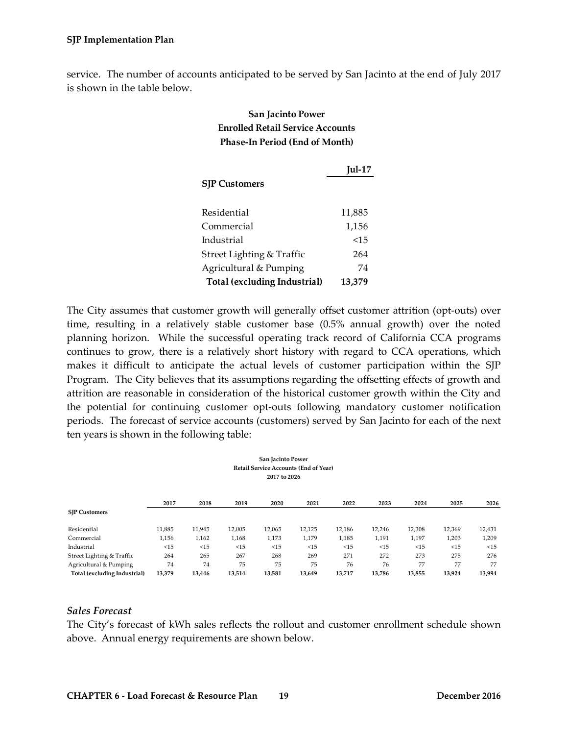service. The number of accounts anticipated to be served by San Jacinto at the end of July 2017 is shown in the table below.

**San Jacinto Power**
**Enrolled Retail Service Accounts**
**Phase-In Period (End of Month)**

| | **Jul-17** |
|---|---|
| **SJP Customers** | |
| Residential | 11,885 |
| Commercial | 1,156 |
| Industrial | <15 |
| Street Lighting & Traffic | 264 |
| Agricultural & Pumping | 74 |
| **Total (excluding Industrial)** | **13,379** |

The City assumes that customer growth will generally offset customer attrition (opt-outs) over time, resulting in a relatively stable customer base (0.5% annual growth) over the noted planning horizon. While the successful operating track record of California CCA programs continues to grow, there is a relatively short history with regard to CCA operations, which makes it difficult to anticipate the actual levels of customer participation within the SJP Program. The City believes that its assumptions regarding the offsetting effects of growth and attrition are reasonable in consideration of the historical customer growth within the City and the potential for continuing customer opt-outs following mandatory customer notification periods. The forecast of service accounts (customers) served by San Jacinto for each of the next ten years is shown in the following table:

**San Jacinto Power**
**Retail Service Accounts (End of Year)**
**2017 to 2026**

| | 2017 | 2018 | 2019 | 2020 | 2021 | 2022 | 2023 | 2024 | 2025 | 2026 |
|---|---|---|---|---|---|---|---|---|---|---|
| **SJP Customers** | | | | | | | | | | |
| Residential | 11,885 | 11,945 | 12,005 | 12,065 | 12,125 | 12,186 | 12,246 | 12,308 | 12,369 | 12,431 |
| Commercial | 1,156 | 1,162 | 1,168 | 1,173 | 1,179 | 1,185 | 1,191 | 1,197 | 1,203 | 1,209 |
| Industrial | <15 | <15 | <15 | <15 | <15 | <15 | <15 | <15 | <15 | <15 |
| Street Lighting & Traffic | 264 | 265 | 267 | 268 | 269 | 271 | 272 | 273 | 275 | 276 |
| Agricultural & Pumping | 74 | 74 | 75 | 75 | 75 | 76 | 76 | 77 | 77 | 77 |
| **Total (excluding Industrial)** | **13,379** | **13,446** | **13,514** | **13,581** | **13,649** | **13,717** | **13,786** | **13,855** | **13,924** | **13,994** |

### *Sales Forecast*

The City's forecast of kWh sales reflects the rollout and customer enrollment schedule shown above. Annual energy requirements are shown below.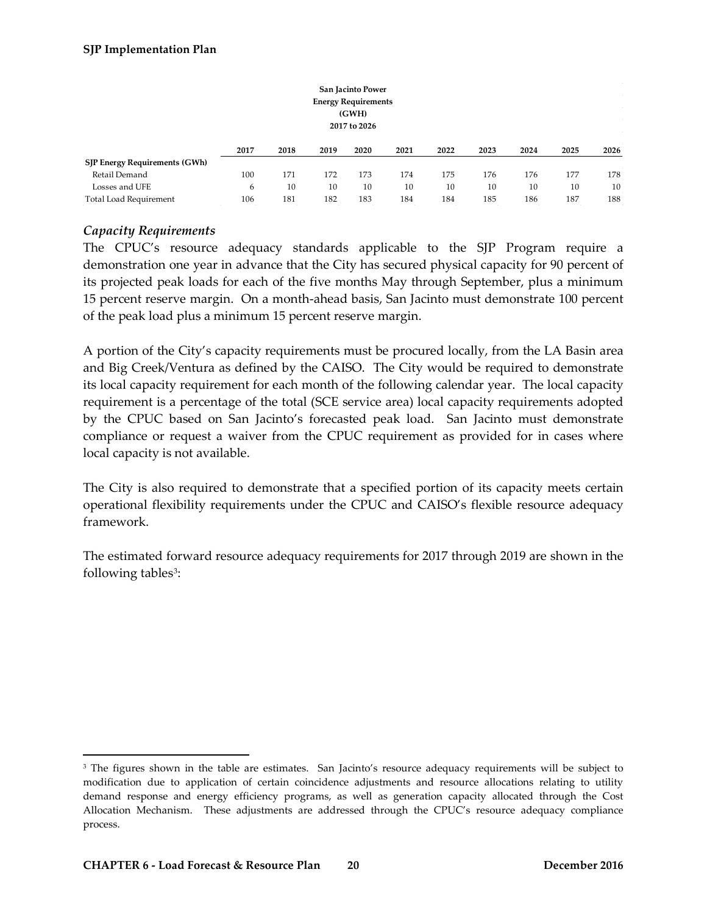**San Jacinto Power**
**Energy Requirements**
**(GWH)**
**2017 to 2026**

| | 2017 | 2018 | 2019 | 2020 | 2021 | 2022 | 2023 | 2024 | 2025 | 2026 |
|---|---|---|---|---|---|---|---|---|---|---|
| **SJP Energy Requirements (GWh)** | | | | | | | | | | |
| Retail Demand | 100 | 171 | 172 | 173 | 174 | 175 | 176 | 176 | 177 | 178 |
| Losses and UFE | 6 | 10 | 10 | 10 | 10 | 10 | 10 | 10 | 10 | 10 |
| Total Load Requirement | 106 | 181 | 182 | 183 | 184 | 184 | 185 | 186 | 187 | 188 |

### *Capacity Requirements*

The CPUC's resource adequacy standards applicable to the SJP Program require a demonstration one year in advance that the City has secured physical capacity for 90 percent of its projected peak loads for each of the five months May through September, plus a minimum 15 percent reserve margin. On a month-ahead basis, San Jacinto must demonstrate 100 percent of the peak load plus a minimum 15 percent reserve margin.

A portion of the City's capacity requirements must be procured locally, from the LA Basin area and Big Creek/Ventura as defined by the CAISO. The City would be required to demonstrate its local capacity requirement for each month of the following calendar year. The local capacity requirement is a percentage of the total (SCE service area) local capacity requirements adopted by the CPUC based on San Jacinto's forecasted peak load. San Jacinto must demonstrate compliance or request a waiver from the CPUC requirement as provided for in cases where local capacity is not available.

The City is also required to demonstrate that a specified portion of its capacity meets certain operational flexibility requirements under the CPUC and CAISO's flexible resource adequacy framework.

The estimated forward resource adequacy requirements for 2017 through 2019 are shown in the following tables[3]:

[3] The figures shown in the table are estimates. San Jacinto's resource adequacy requirements will be subject to modification due to application of certain coincidence adjustments and resource allocations relating to utility demand response and energy efficiency programs, as well as generation capacity allocated through the Cost Allocation Mechanism. These adjustments are addressed through the CPUC's resource adequacy compliance process.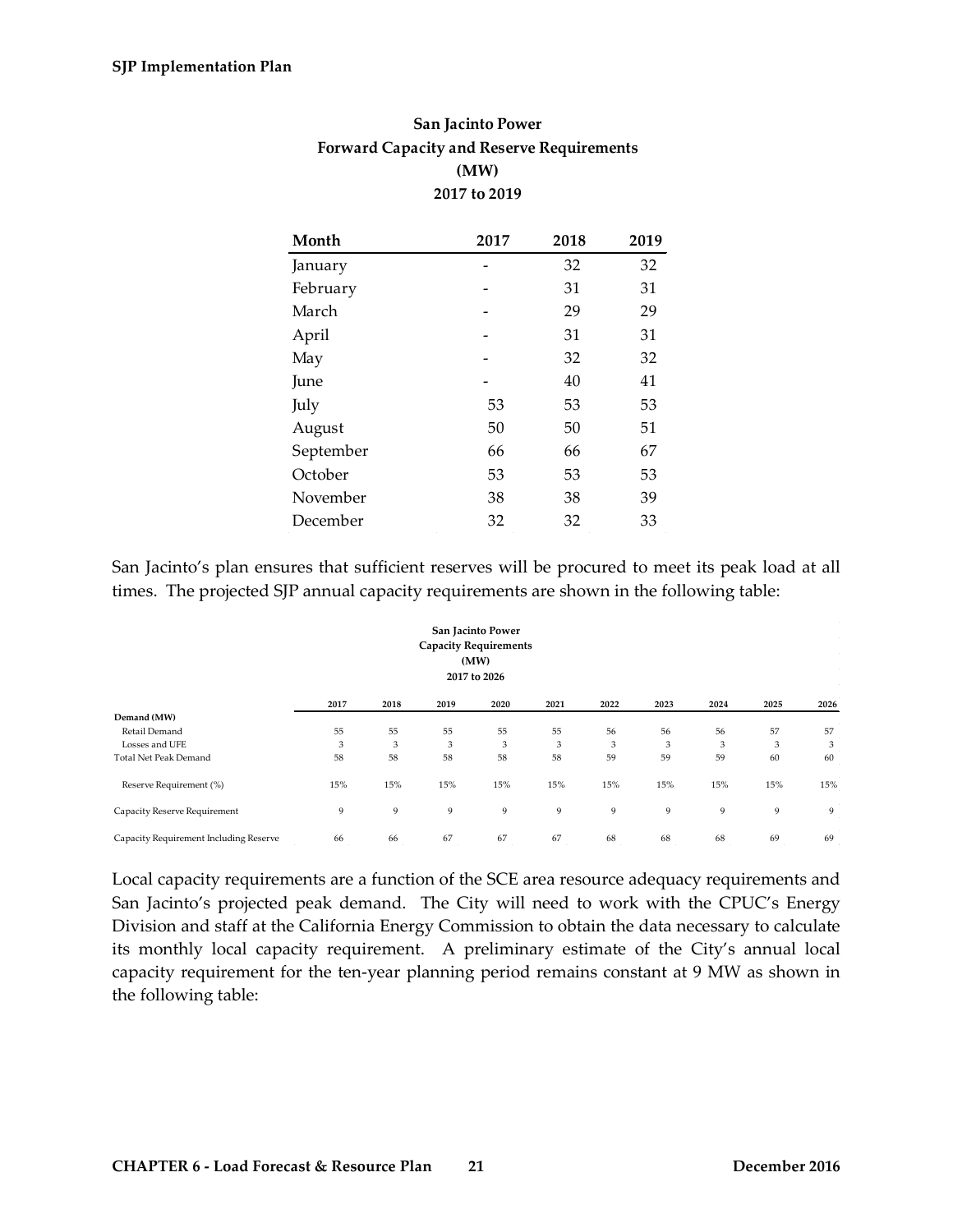**San Jacinto Power**
**Forward Capacity and Reserve Requirements**
**(MW)**
**2017 to 2019**

| Month | 2017 | 2018 | 2019 |
|---|---|---|---|
| January | - | 32 | 32 |
| February | - | 31 | 31 |
| March | - | 29 | 29 |
| April | - | 31 | 31 |
| May | - | 32 | 32 |
| June | - | 40 | 41 |
| July | 53 | 53 | 53 |
| August | 50 | 50 | 51 |
| September | 66 | 66 | 67 |
| October | 53 | 53 | 53 |
| November | 38 | 38 | 39 |
| December | 32 | 32 | 33 |

San Jacinto's plan ensures that sufficient reserves will be procured to meet its peak load at all times. The projected SJP annual capacity requirements are shown in the following table:

**San Jacinto Power**
**Capacity Requirements**
**(MW)**
**2017 to 2026**

| | 2017 | 2018 | 2019 | 2020 | 2021 | 2022 | 2023 | 2024 | 2025 | 2026 |
|---|---|---|---|---|---|---|---|---|---|---|
| **Demand (MW)** | | | | | | | | | | |
| Retail Demand | 55 | 55 | 55 | 55 | 55 | 56 | 56 | 56 | 57 | 57 |
| Losses and UFE | 3 | 3 | 3 | 3 | 3 | 3 | 3 | 3 | 3 | 3 |
| Total Net Peak Demand | 58 | 58 | 58 | 58 | 58 | 59 | 59 | 59 | 60 | 60 |
| Reserve Requirement (%) | 15% | 15% | 15% | 15% | 15% | 15% | 15% | 15% | 15% | 15% |
| Capacity Reserve Requirement | 9 | 9 | 9 | 9 | 9 | 9 | 9 | 9 | 9 | 9 |
| Capacity Requirement Including Reserve | 66 | 66 | 67 | 67 | 67 | 68 | 68 | 68 | 69 | 69 |

Local capacity requirements are a function of the SCE area resource adequacy requirements and San Jacinto's projected peak demand. The City will need to work with the CPUC's Energy Division and staff at the California Energy Commission to obtain the data necessary to calculate its monthly local capacity requirement. A preliminary estimate of the City's annual local capacity requirement for the ten-year planning period remains constant at 9 MW as shown in the following table: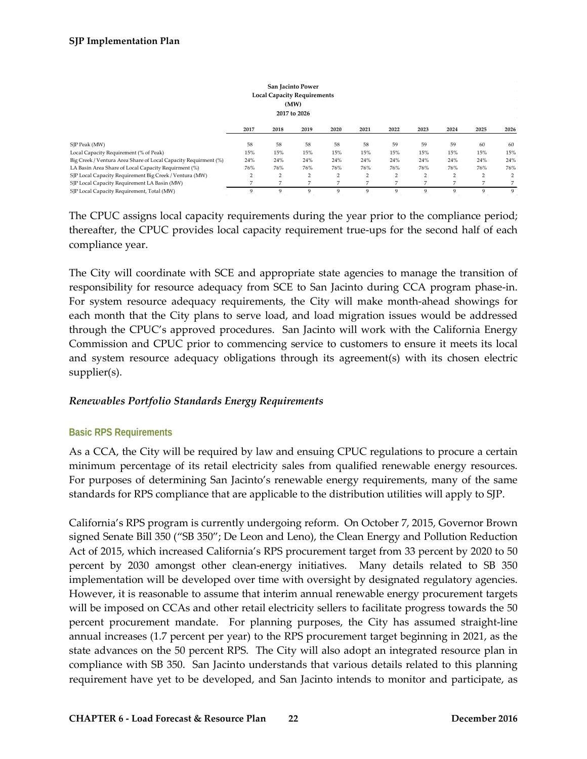**San Jacinto Power**
**Local Capacity Requirements**
**(MW)**
**2017 to 2026**

| | 2017 | 2018 | 2019 | 2020 | 2021 | 2022 | 2023 | 2024 | 2025 | 2026 |
|---|---|---|---|---|---|---|---|---|---|---|
| SJP Peak (MW) | 58 | 58 | 58 | 58 | 58 | 59 | 59 | 59 | 60 | 60 |
| Local Capacity Requirement (% of Peak) | 15% | 15% | 15% | 15% | 15% | 15% | 15% | 15% | 15% | 15% |
| Big Creek / Ventura Area Share of Local Capacity Requirment (%) | 24% | 24% | 24% | 24% | 24% | 24% | 24% | 24% | 24% | 24% |
| LA Basin Area Share of Local Capacity Requirment (%) | 76% | 76% | 76% | 76% | 76% | 76% | 76% | 76% | 76% | 76% |
| SJP Local Capacity Requirement Big Creek / Ventura (MW) | 2 | 2 | 2 | 2 | 2 | 2 | 2 | 2 | 2 | 2 |
| SJP Local Capacity Requirement LA Basin (MW) | 7 | 7 | 7 | 7 | 7 | 7 | 7 | 7 | 7 | 7 |
| SJP Local Capacity Requirement, Total (MW) | 9 | 9 | 9 | 9 | 9 | 9 | 9 | 9 | 9 | 9 |

The CPUC assigns local capacity requirements during the year prior to the compliance period; thereafter, the CPUC provides local capacity requirement true-ups for the second half of each compliance year.

The City will coordinate with SCE and appropriate state agencies to manage the transition of responsibility for resource adequacy from SCE to San Jacinto during CCA program phase-in. For system resource adequacy requirements, the City will make month-ahead showings for each month that the City plans to serve load, and load migration issues would be addressed through the CPUC's approved procedures. San Jacinto will work with the California Energy Commission and CPUC prior to commencing service to customers to ensure it meets its local and system resource adequacy obligations through its agreement(s) with its chosen electric supplier(s).

### *Renewables Portfolio Standards Energy Requirements*

#### Basic RPS Requirements

As a CCA, the City will be required by law and ensuing CPUC regulations to procure a certain minimum percentage of its retail electricity sales from qualified renewable energy resources. For purposes of determining San Jacinto's renewable energy requirements, many of the same standards for RPS compliance that are applicable to the distribution utilities will apply to SJP.

California's RPS program is currently undergoing reform. On October 7, 2015, Governor Brown signed Senate Bill 350 ("SB 350"; De Leon and Leno), the Clean Energy and Pollution Reduction Act of 2015, which increased California's RPS procurement target from 33 percent by 2020 to 50 percent by 2030 amongst other clean-energy initiatives. Many details related to SB 350 implementation will be developed over time with oversight by designated regulatory agencies. However, it is reasonable to assume that interim annual renewable energy procurement targets will be imposed on CCAs and other retail electricity sellers to facilitate progress towards the 50 percent procurement mandate. For planning purposes, the City has assumed straight-line annual increases (1.7 percent per year) to the RPS procurement target beginning in 2021, as the state advances on the 50 percent RPS. The City will also adopt an integrated resource plan in compliance with SB 350. San Jacinto understands that various details related to this planning requirement have yet to be developed, and San Jacinto intends to monitor and participate, as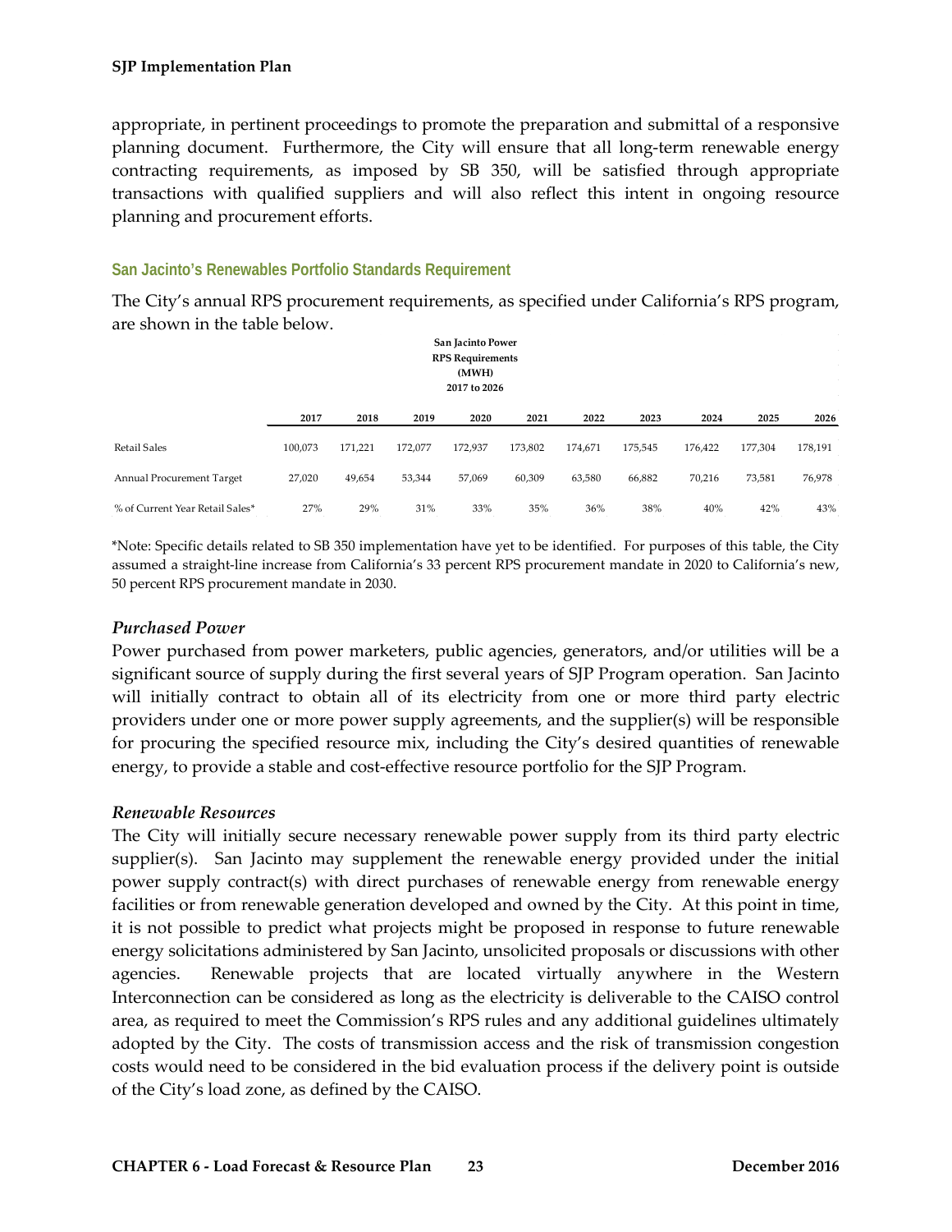appropriate, in pertinent proceedings to promote the preparation and submittal of a responsive planning document. Furthermore, the City will ensure that all long-term renewable energy contracting requirements, as imposed by SB 350, will be satisfied through appropriate transactions with qualified suppliers and will also reflect this intent in ongoing resource planning and procurement efforts.

### San Jacinto's Renewables Portfolio Standards Requirement

The City's annual RPS procurement requirements, as specified under California's RPS program, are shown in the table below.

**San Jacinto Power**
**RPS Requirements**
**(MWH)**
**2017 to 2026**

| | 2017 | 2018 | 2019 | 2020 | 2021 | 2022 | 2023 | 2024 | 2025 | 2026 |
|---|---|---|---|---|---|---|---|---|---|---|
| Retail Sales | 100,073 | 171,221 | 172,077 | 172,937 | 173,802 | 174,671 | 175,545 | 176,422 | 177,304 | 178,191 |
| Annual Procurement Target | 27,020 | 49,654 | 53,344 | 57,069 | 60,309 | 63,580 | 66,882 | 70,216 | 73,581 | 76,978 |
| % of Current Year Retail Sales* | 27% | 29% | 31% | 33% | 35% | 36% | 38% | 40% | 42% | 43% |

*Note: Specific details related to SB 350 implementation have yet to be identified. For purposes of this table, the City assumed a straight-line increase from California's 33 percent RPS procurement mandate in 2020 to California's new, 50 percent RPS procurement mandate in 2030.

#### *Purchased Power*

Power purchased from power marketers, public agencies, generators, and/or utilities will be a significant source of supply during the first several years of SJP Program operation. San Jacinto will initially contract to obtain all of its electricity from one or more third party electric providers under one or more power supply agreements, and the supplier(s) will be responsible for procuring the specified resource mix, including the City's desired quantities of renewable energy, to provide a stable and cost-effective resource portfolio for the SJP Program.

#### *Renewable Resources*

The City will initially secure necessary renewable power supply from its third party electric supplier(s). San Jacinto may supplement the renewable energy provided under the initial power supply contract(s) with direct purchases of renewable energy from renewable energy facilities or from renewable generation developed and owned by the City. At this point in time, it is not possible to predict what projects might be proposed in response to future renewable energy solicitations administered by San Jacinto, unsolicited proposals or discussions with other agencies. Renewable projects that are located virtually anywhere in the Western Interconnection can be considered as long as the electricity is deliverable to the CAISO control area, as required to meet the Commission's RPS rules and any additional guidelines ultimately adopted by the City. The costs of transmission access and the risk of transmission congestion costs would need to be considered in the bid evaluation process if the delivery point is outside of the City's load zone, as defined by the CAISO.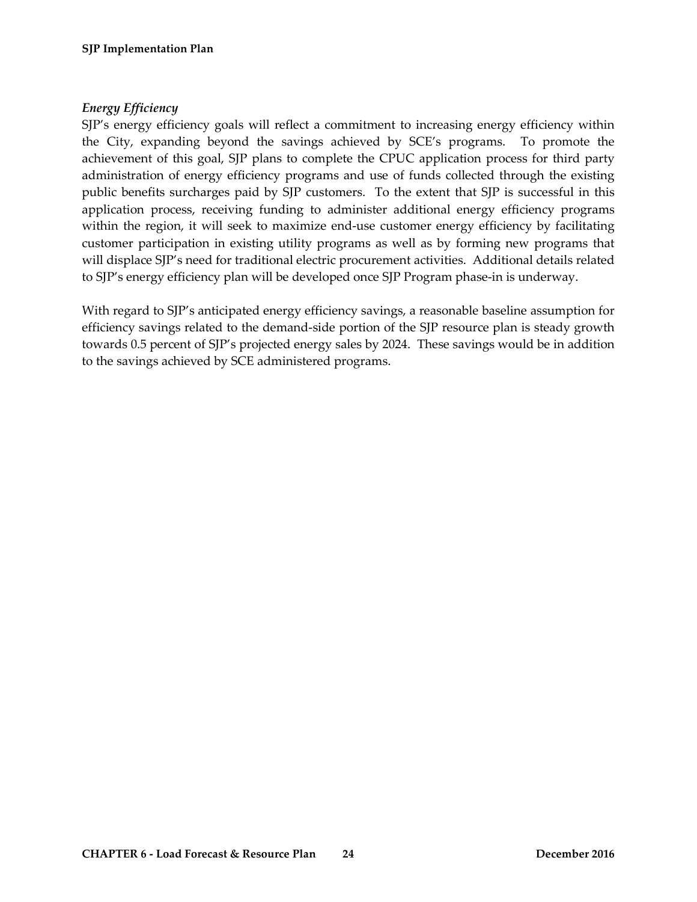### *Energy Efficiency*

SJP's energy efficiency goals will reflect a commitment to increasing energy efficiency within the City, expanding beyond the savings achieved by SCE's programs. To promote the achievement of this goal, SJP plans to complete the CPUC application process for third party administration of energy efficiency programs and use of funds collected through the existing public benefits surcharges paid by SJP customers. To the extent that SJP is successful in this application process, receiving funding to administer additional energy efficiency programs within the region, it will seek to maximize end-use customer energy efficiency by facilitating customer participation in existing utility programs as well as by forming new programs that will displace SJP's need for traditional electric procurement activities. Additional details related to SJP's energy efficiency plan will be developed once SJP Program phase-in is underway.

With regard to SJP's anticipated energy efficiency savings, a reasonable baseline assumption for efficiency savings related to the demand-side portion of the SJP resource plan is steady growth towards 0.5 percent of SJP's projected energy sales by 2024. These savings would be in addition to the savings achieved by SCE administered programs.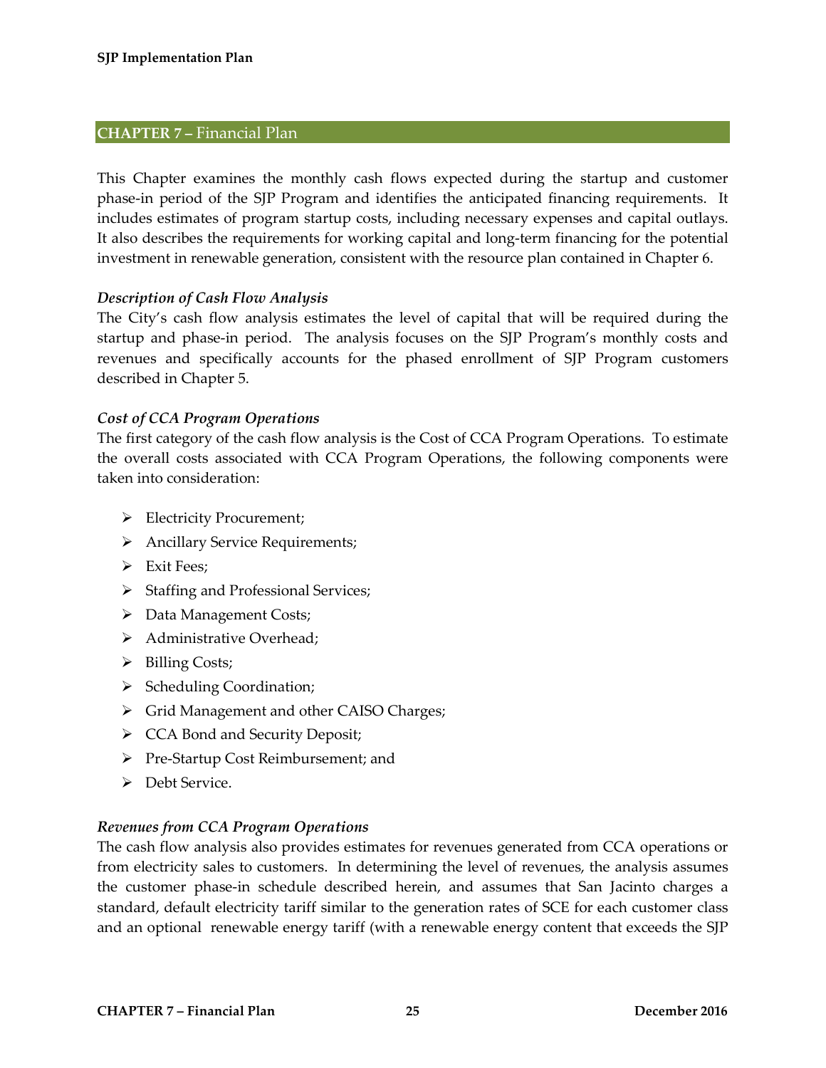## CHAPTER 7 – Financial Plan

This Chapter examines the monthly cash flows expected during the startup and customer phase-in period of the SJP Program and identifies the anticipated financing requirements. It includes estimates of program startup costs, including necessary expenses and capital outlays. It also describes the requirements for working capital and long-term financing for the potential investment in renewable generation, consistent with the resource plan contained in Chapter 6.

### *Description of Cash Flow Analysis*

The City's cash flow analysis estimates the level of capital that will be required during the startup and phase-in period. The analysis focuses on the SJP Program's monthly costs and revenues and specifically accounts for the phased enrollment of SJP Program customers described in Chapter 5.

### *Cost of CCA Program Operations*

The first category of the cash flow analysis is the Cost of CCA Program Operations. To estimate the overall costs associated with CCA Program Operations, the following components were taken into consideration:

- Electricity Procurement;
- Ancillary Service Requirements;
- Exit Fees;
- Staffing and Professional Services;
- Data Management Costs;
- Administrative Overhead;
- Billing Costs;
- Scheduling Coordination;
- Grid Management and other CAISO Charges;
- CCA Bond and Security Deposit;
- Pre-Startup Cost Reimbursement; and
- Debt Service.

### *Revenues from CCA Program Operations*

The cash flow analysis also provides estimates for revenues generated from CCA operations or from electricity sales to customers. In determining the level of revenues, the analysis assumes the customer phase-in schedule described herein, and assumes that San Jacinto charges a standard, default electricity tariff similar to the generation rates of SCE for each customer class and an optional renewable energy tariff (with a renewable energy content that exceeds the SJP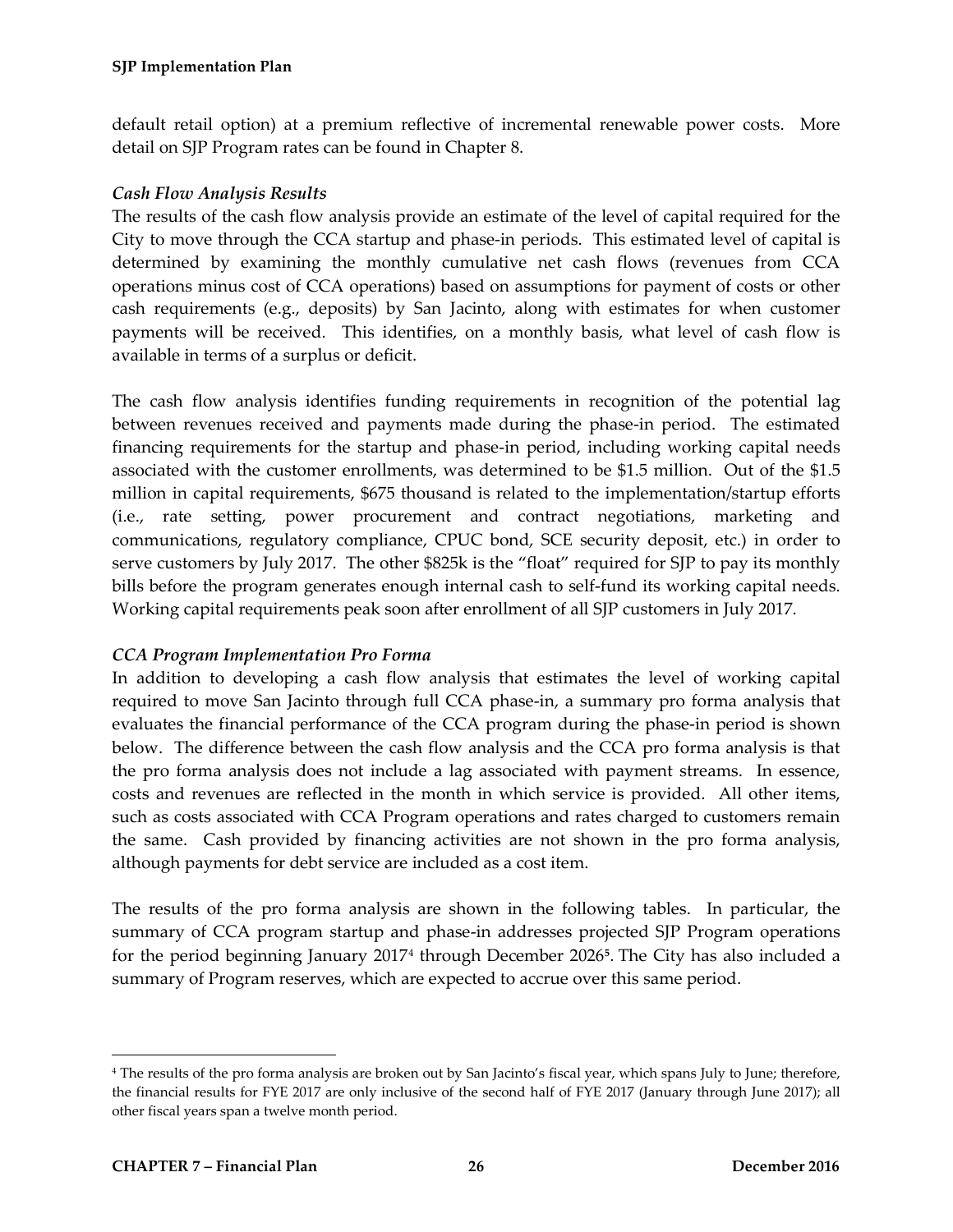default retail option) at a premium reflective of incremental renewable power costs. More detail on SJP Program rates can be found in Chapter 8.

***Cash Flow Analysis Results***

The results of the cash flow analysis provide an estimate of the level of capital required for the City to move through the CCA startup and phase-in periods. This estimated level of capital is determined by examining the monthly cumulative net cash flows (revenues from CCA operations minus cost of CCA operations) based on assumptions for payment of costs or other cash requirements (e.g., deposits) by San Jacinto, along with estimates for when customer payments will be received. This identifies, on a monthly basis, what level of cash flow is available in terms of a surplus or deficit.

The cash flow analysis identifies funding requirements in recognition of the potential lag between revenues received and payments made during the phase-in period. The estimated financing requirements for the startup and phase-in period, including working capital needs associated with the customer enrollments, was determined to be $1.5 million. Out of the $1.5 million in capital requirements, $675 thousand is related to the implementation/startup efforts (i.e., rate setting, power procurement and contract negotiations, marketing and communications, regulatory compliance, CPUC bond, SCE security deposit, etc.) in order to serve customers by July 2017. The other $825k is the "float" required for SJP to pay its monthly bills before the program generates enough internal cash to self-fund its working capital needs. Working capital requirements peak soon after enrollment of all SJP customers in July 2017.

***CCA Program Implementation Pro Forma***

In addition to developing a cash flow analysis that estimates the level of working capital required to move San Jacinto through full CCA phase-in, a summary pro forma analysis that evaluates the financial performance of the CCA program during the phase-in period is shown below. The difference between the cash flow analysis and the CCA pro forma analysis is that the pro forma analysis does not include a lag associated with payment streams. In essence, costs and revenues are reflected in the month in which service is provided. All other items, such as costs associated with CCA Program operations and rates charged to customers remain the same. Cash provided by financing activities are not shown in the pro forma analysis, although payments for debt service are included as a cost item.

The results of the pro forma analysis are shown in the following tables. In particular, the summary of CCA program startup and phase-in addresses projected SJP Program operations for the period beginning January 2017[4] through December 2026[5]. The City has also included a summary of Program reserves, which are expected to accrue over this same period.

---

[4] The results of the pro forma analysis are broken out by San Jacinto's fiscal year, which spans July to June; therefore, the financial results for FYE 2017 are only inclusive of the second half of FYE 2017 (January through June 2017); all other fiscal years span a twelve month period.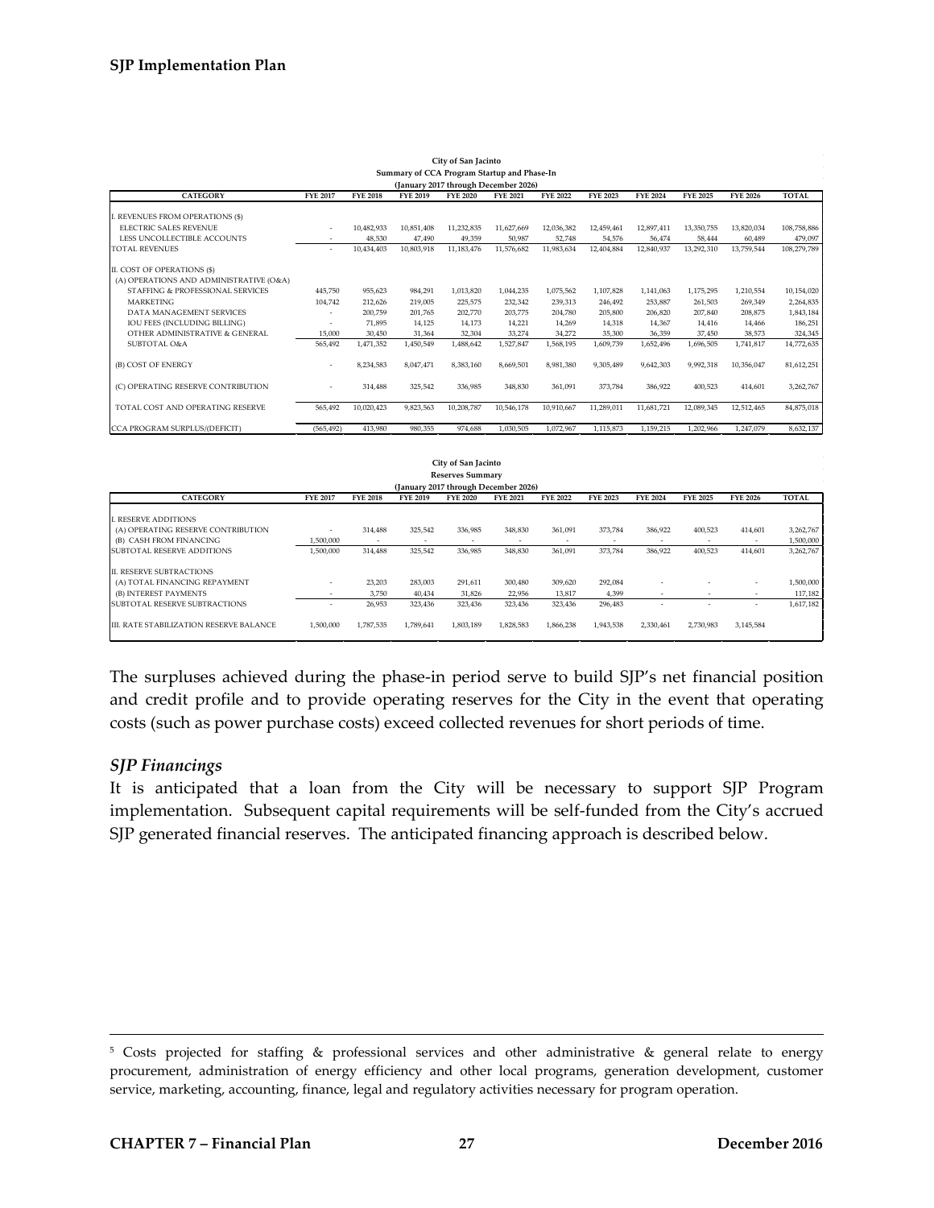**City of San Jacinto**
**Summary of CCA Program Startup and Phase-In**
**(January 2017 through December 2026)**

| CATEGORY | FYE 2017 | FYE 2018 | FYE 2019 | FYE 2020 | FYE 2021 | FYE 2022 | FYE 2023 | FYE 2024 | FYE 2025 | FYE 2026 | TOTAL |
|---|---|---|---|---|---|---|---|---|---|---|---|
| I. REVENUES FROM OPERATIONS ($) | | | | | | | | | | | |
| ELECTRIC SALES REVENUE | - | 10,482,933 | 10,851,408 | 11,232,835 | 11,627,669 | 12,036,382 | 12,459,461 | 12,897,411 | 13,350,755 | 13,820,034 | 108,758,886 |
| LESS UNCOLLECTIBLE ACCOUNTS | - | 48,530 | 47,490 | 49,359 | 50,987 | 52,748 | 54,576 | 56,474 | 58,444 | 60,489 | 479,097 |
| TOTAL REVENUES | - | 10,434,403 | 10,803,918 | 11,183,476 | 11,576,682 | 11,983,634 | 12,404,884 | 12,840,937 | 13,292,310 | 13,759,544 | 108,279,789 |
| II. COST OF OPERATIONS ($) | | | | | | | | | | | |
| (A) OPERATIONS AND ADMINISTRATIVE (O&A) | | | | | | | | | | | |
| STAFFING & PROFESSIONAL SERVICES | 445,750 | 955,623 | 984,291 | 1,013,820 | 1,044,235 | 1,075,562 | 1,107,828 | 1,141,063 | 1,175,295 | 1,210,554 | 10,154,020 |
| MARKETING | 104,742 | 212,626 | 219,005 | 225,575 | 232,342 | 239,313 | 246,492 | 253,887 | 261,503 | 269,349 | 2,264,835 |
| DATA MANAGEMENT SERVICES | - | 200,759 | 201,765 | 202,770 | 203,775 | 204,780 | 205,800 | 206,820 | 207,840 | 208,875 | 1,843,184 |
| IOU FEES (INCLUDING BILLING) | - | 71,895 | 14,125 | 14,173 | 14,221 | 14,269 | 14,318 | 14,367 | 14,416 | 14,466 | 186,251 |
| OTHER ADMINISTRATIVE & GENERAL | 15,000 | 30,450 | 31,364 | 32,304 | 33,274 | 34,272 | 35,300 | 36,359 | 37,450 | 38,573 | 324,345 |
| SUBTOTAL O&A | 565,492 | 1,471,352 | 1,450,549 | 1,488,642 | 1,527,847 | 1,568,195 | 1,609,739 | 1,652,496 | 1,696,505 | 1,741,817 | 14,772,635 |
| (B) COST OF ENERGY | - | 8,234,583 | 8,047,471 | 8,383,160 | 8,669,501 | 8,981,380 | 9,305,489 | 9,642,303 | 9,992,318 | 10,356,047 | 81,612,251 |
| (C) OPERATING RESERVE CONTRIBUTION | - | 314,488 | 325,542 | 336,985 | 348,830 | 361,091 | 373,784 | 386,922 | 400,523 | 414,601 | 3,262,767 |
| TOTAL COST AND OPERATING RESERVE | 565,492 | 10,020,423 | 9,823,563 | 10,208,787 | 10,546,178 | 10,910,667 | 11,289,011 | 11,681,721 | 12,089,345 | 12,512,465 | 84,875,018 |
| CCA PROGRAM SURPLUS/(DEFICIT) | (565,492) | 413,980 | 980,355 | 974,688 | 1,030,505 | 1,072,967 | 1,115,873 | 1,159,215 | 1,202,966 | 1,247,079 | 8,632,137 |

**City of San Jacinto**
**Reserves Summary**
**(January 2017 through December 2026)**

| CATEGORY | FYE 2017 | FYE 2018 | FYE 2019 | FYE 2020 | FYE 2021 | FYE 2022 | FYE 2023 | FYE 2024 | FYE 2025 | FYE 2026 | TOTAL |
|---|---|---|---|---|---|---|---|---|---|---|---|
| I. RESERVE ADDITIONS | | | | | | | | | | | |
| (A) OPERATING RESERVE CONTRIBUTION | - | 314,488 | 325,542 | 336,985 | 348,830 | 361,091 | 373,784 | 386,922 | 400,523 | 414,601 | 3,262,767 |
| (B) CASH FROM FINANCING | 1,500,000 | - | - | - | - | - | - | - | - | - | 1,500,000 |
| SUBTOTAL RESERVE ADDITIONS | 1,500,000 | 314,488 | 325,542 | 336,985 | 348,830 | 361,091 | 373,784 | 386,922 | 400,523 | 414,601 | 3,262,767 |
| II. RESERVE SUBTRACTIONS | | | | | | | | | | | |
| (A) TOTAL FINANCING REPAYMENT | - | 23,203 | 283,003 | 291,611 | 300,480 | 309,620 | 292,084 | - | - | - | 1,500,000 |
| (B) INTEREST PAYMENTS | - | 3,750 | 40,434 | 31,826 | 22,956 | 13,817 | 4,399 | - | - | - | 117,182 |
| SUBTOTAL RESERVE SUBTRACTIONS | - | 26,953 | 323,436 | 323,436 | 323,436 | 323,436 | 296,483 | - | - | - | 1,617,182 |
| III. RATE STABILIZATION RESERVE BALANCE | 1,500,000 | 1,787,535 | 1,789,641 | 1,803,189 | 1,828,583 | 1,866,238 | 1,943,538 | 2,330,461 | 2,730,983 | 3,145,584 | |

The surpluses achieved during the phase-in period serve to build SJP's net financial position and credit profile and to provide operating reserves for the City in the event that operating costs (such as power purchase costs) exceed collected revenues for short periods of time.

### *SJP Financings*

It is anticipated that a loan from the City will be necessary to support SJP Program implementation. Subsequent capital requirements will be self-funded from the City's accrued SJP generated financial reserves. The anticipated financing approach is described below.

[5] Costs projected for staffing & professional services and other administrative & general relate to energy procurement, administration of energy efficiency and other local programs, generation development, customer service, marketing, accounting, finance, legal and regulatory activities necessary for program operation.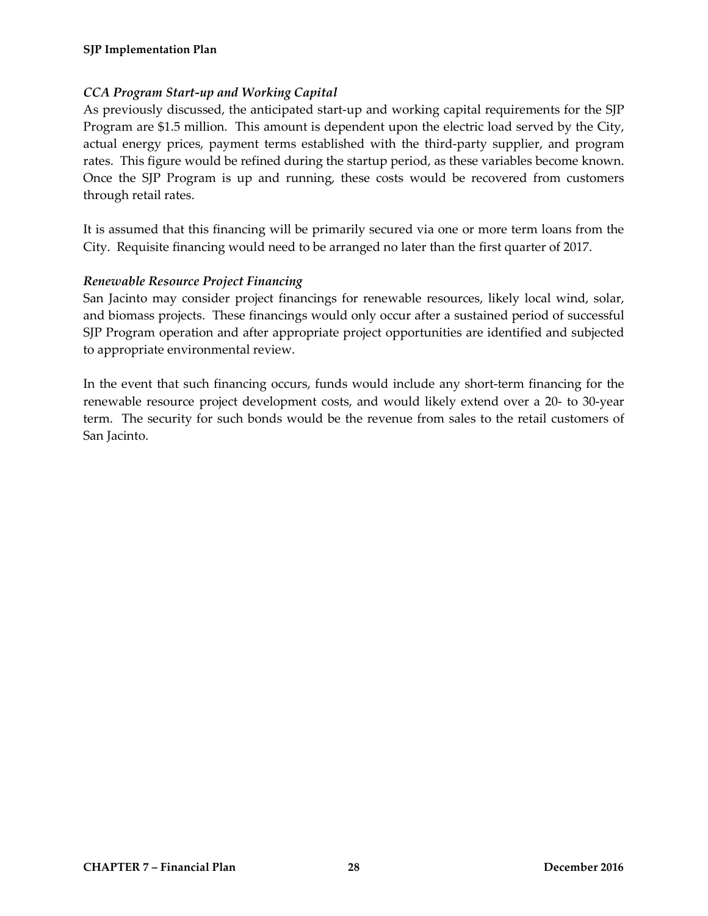### *CCA Program Start-up and Working Capital*

As previously discussed, the anticipated start-up and working capital requirements for the SJP Program are $1.5 million. This amount is dependent upon the electric load served by the City, actual energy prices, payment terms established with the third-party supplier, and program rates. This figure would be refined during the startup period, as these variables become known. Once the SJP Program is up and running, these costs would be recovered from customers through retail rates.

It is assumed that this financing will be primarily secured via one or more term loans from the City. Requisite financing would need to be arranged no later than the first quarter of 2017.

### *Renewable Resource Project Financing*

San Jacinto may consider project financings for renewable resources, likely local wind, solar, and biomass projects. These financings would only occur after a sustained period of successful SJP Program operation and after appropriate project opportunities are identified and subjected to appropriate environmental review.

In the event that such financing occurs, funds would include any short-term financing for the renewable resource project development costs, and would likely extend over a 20- to 30-year term. The security for such bonds would be the revenue from sales to the retail customers of San Jacinto.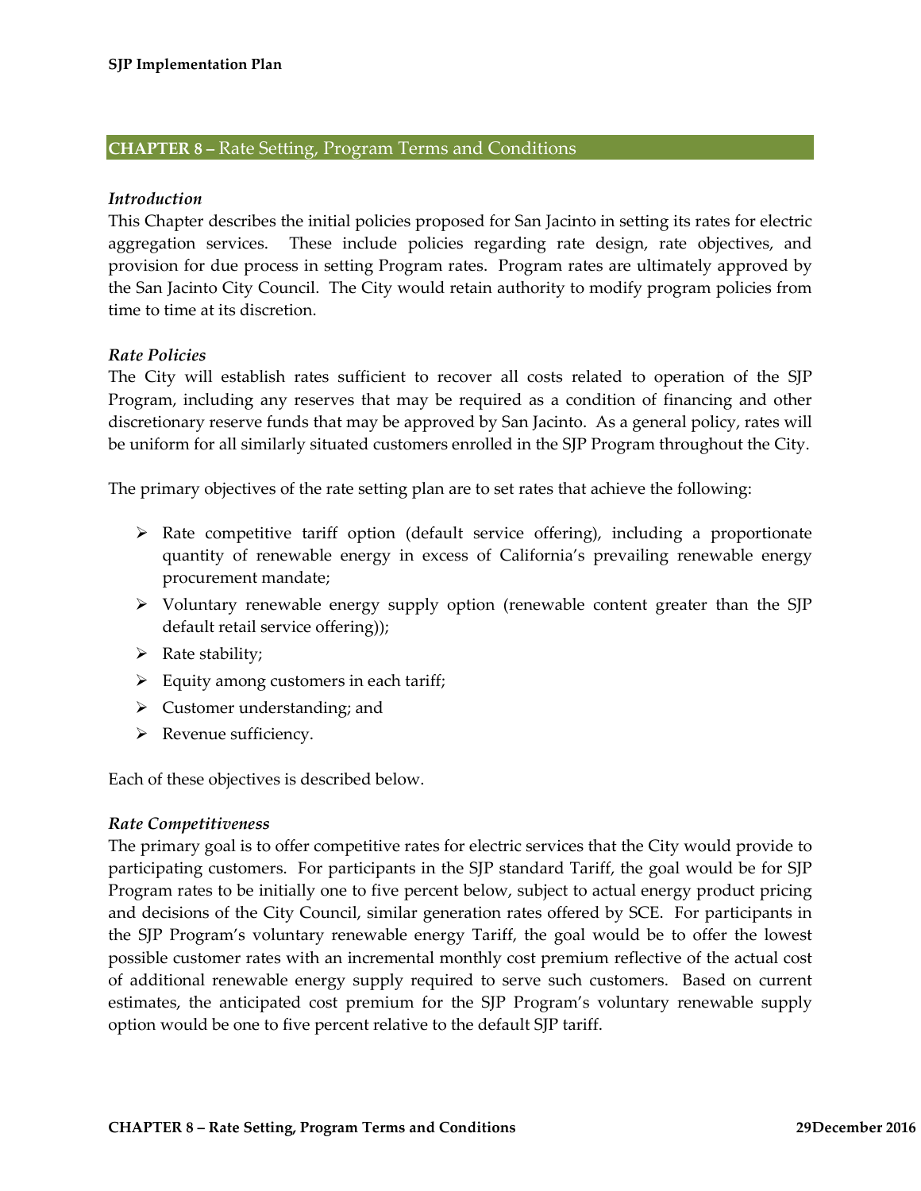## CHAPTER 8 – Rate Setting, Program Terms and Conditions

### *Introduction*

This Chapter describes the initial policies proposed for San Jacinto in setting its rates for electric aggregation services. These include policies regarding rate design, rate objectives, and provision for due process in setting Program rates. Program rates are ultimately approved by the San Jacinto City Council. The City would retain authority to modify program policies from time to time at its discretion.

### *Rate Policies*

The City will establish rates sufficient to recover all costs related to operation of the SJP Program, including any reserves that may be required as a condition of financing and other discretionary reserve funds that may be approved by San Jacinto. As a general policy, rates will be uniform for all similarly situated customers enrolled in the SJP Program throughout the City.

The primary objectives of the rate setting plan are to set rates that achieve the following:

- Rate competitive tariff option (default service offering), including a proportionate quantity of renewable energy in excess of California's prevailing renewable energy procurement mandate;
- Voluntary renewable energy supply option (renewable content greater than the SJP default retail service offering));
- Rate stability;
- Equity among customers in each tariff;
- Customer understanding; and
- Revenue sufficiency.

Each of these objectives is described below.

### *Rate Competitiveness*

The primary goal is to offer competitive rates for electric services that the City would provide to participating customers. For participants in the SJP standard Tariff, the goal would be for SJP Program rates to be initially one to five percent below, subject to actual energy product pricing and decisions of the City Council, similar generation rates offered by SCE. For participants in the SJP Program's voluntary renewable energy Tariff, the goal would be to offer the lowest possible customer rates with an incremental monthly cost premium reflective of the actual cost of additional renewable energy supply required to serve such customers. Based on current estimates, the anticipated cost premium for the SJP Program's voluntary renewable supply option would be one to five percent relative to the default SJP tariff.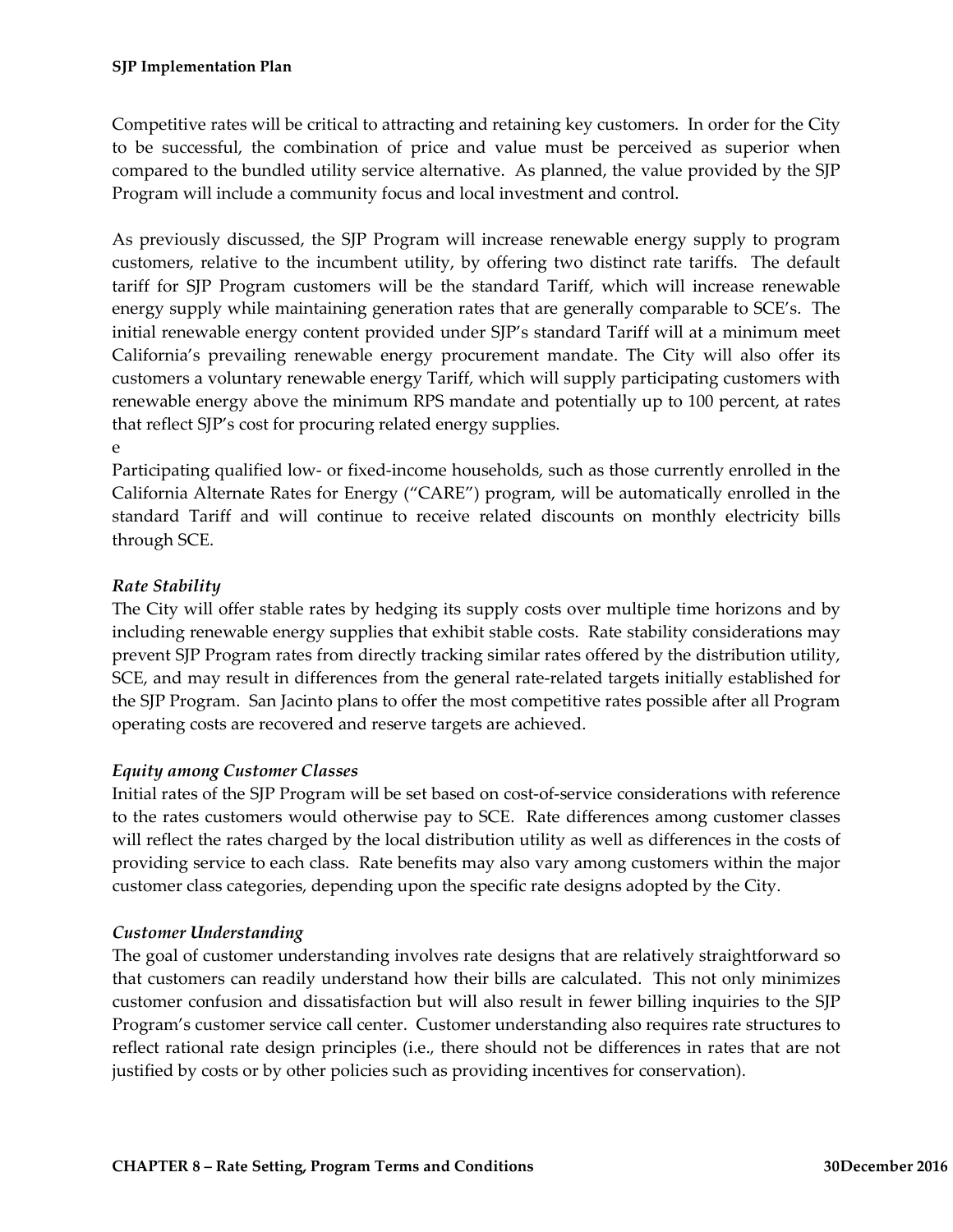Competitive rates will be critical to attracting and retaining key customers. In order for the City to be successful, the combination of price and value must be perceived as superior when compared to the bundled utility service alternative. As planned, the value provided by the SJP Program will include a community focus and local investment and control.

As previously discussed, the SJP Program will increase renewable energy supply to program customers, relative to the incumbent utility, by offering two distinct rate tariffs. The default tariff for SJP Program customers will be the standard Tariff, which will increase renewable energy supply while maintaining generation rates that are generally comparable to SCE's. The initial renewable energy content provided under SJP's standard Tariff will at a minimum meet California's prevailing renewable energy procurement mandate. The City will also offer its customers a voluntary renewable energy Tariff, which will supply participating customers with renewable energy above the minimum RPS mandate and potentially up to 100 percent, at rates that reflect SJP's cost for procuring related energy supplies.
e

Participating qualified low- or fixed-income households, such as those currently enrolled in the California Alternate Rates for Energy ("CARE") program, will be automatically enrolled in the standard Tariff and will continue to receive related discounts on monthly electricity bills through SCE.

***Rate Stability***

The City will offer stable rates by hedging its supply costs over multiple time horizons and by including renewable energy supplies that exhibit stable costs. Rate stability considerations may prevent SJP Program rates from directly tracking similar rates offered by the distribution utility, SCE, and may result in differences from the general rate-related targets initially established for the SJP Program. San Jacinto plans to offer the most competitive rates possible after all Program operating costs are recovered and reserve targets are achieved.

***Equity among Customer Classes***

Initial rates of the SJP Program will be set based on cost-of-service considerations with reference to the rates customers would otherwise pay to SCE. Rate differences among customer classes will reflect the rates charged by the local distribution utility as well as differences in the costs of providing service to each class. Rate benefits may also vary among customers within the major customer class categories, depending upon the specific rate designs adopted by the City.

***Customer Understanding***

The goal of customer understanding involves rate designs that are relatively straightforward so that customers can readily understand how their bills are calculated. This not only minimizes customer confusion and dissatisfaction but will also result in fewer billing inquiries to the SJP Program's customer service call center. Customer understanding also requires rate structures to reflect rational rate design principles (i.e., there should not be differences in rates that are not justified by costs or by other policies such as providing incentives for conservation).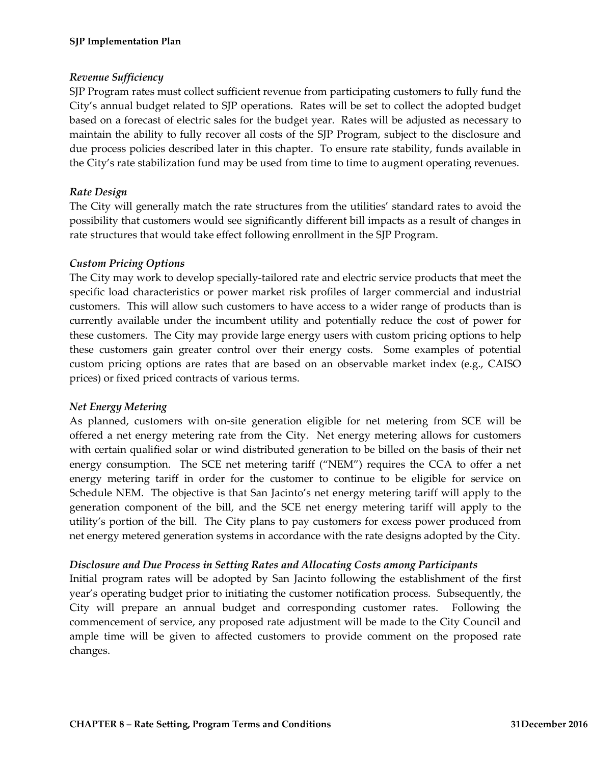### *Revenue Sufficiency*

SJP Program rates must collect sufficient revenue from participating customers to fully fund the City's annual budget related to SJP operations. Rates will be set to collect the adopted budget based on a forecast of electric sales for the budget year. Rates will be adjusted as necessary to maintain the ability to fully recover all costs of the SJP Program, subject to the disclosure and due process policies described later in this chapter. To ensure rate stability, funds available in the City's rate stabilization fund may be used from time to time to augment operating revenues.

### *Rate Design*

The City will generally match the rate structures from the utilities' standard rates to avoid the possibility that customers would see significantly different bill impacts as a result of changes in rate structures that would take effect following enrollment in the SJP Program.

### *Custom Pricing Options*

The City may work to develop specially-tailored rate and electric service products that meet the specific load characteristics or power market risk profiles of larger commercial and industrial customers. This will allow such customers to have access to a wider range of products than is currently available under the incumbent utility and potentially reduce the cost of power for these customers. The City may provide large energy users with custom pricing options to help these customers gain greater control over their energy costs. Some examples of potential custom pricing options are rates that are based on an observable market index (e.g., CAISO prices) or fixed priced contracts of various terms.

### *Net Energy Metering*

As planned, customers with on-site generation eligible for net metering from SCE will be offered a net energy metering rate from the City. Net energy metering allows for customers with certain qualified solar or wind distributed generation to be billed on the basis of their net energy consumption. The SCE net metering tariff ("NEM") requires the CCA to offer a net energy metering tariff in order for the customer to continue to be eligible for service on Schedule NEM. The objective is that San Jacinto's net energy metering tariff will apply to the generation component of the bill, and the SCE net energy metering tariff will apply to the utility's portion of the bill. The City plans to pay customers for excess power produced from net energy metered generation systems in accordance with the rate designs adopted by the City.

### *Disclosure and Due Process in Setting Rates and Allocating Costs among Participants*

Initial program rates will be adopted by San Jacinto following the establishment of the first year's operating budget prior to initiating the customer notification process. Subsequently, the City will prepare an annual budget and corresponding customer rates. Following the commencement of service, any proposed rate adjustment will be made to the City Council and ample time will be given to affected customers to provide comment on the proposed rate changes.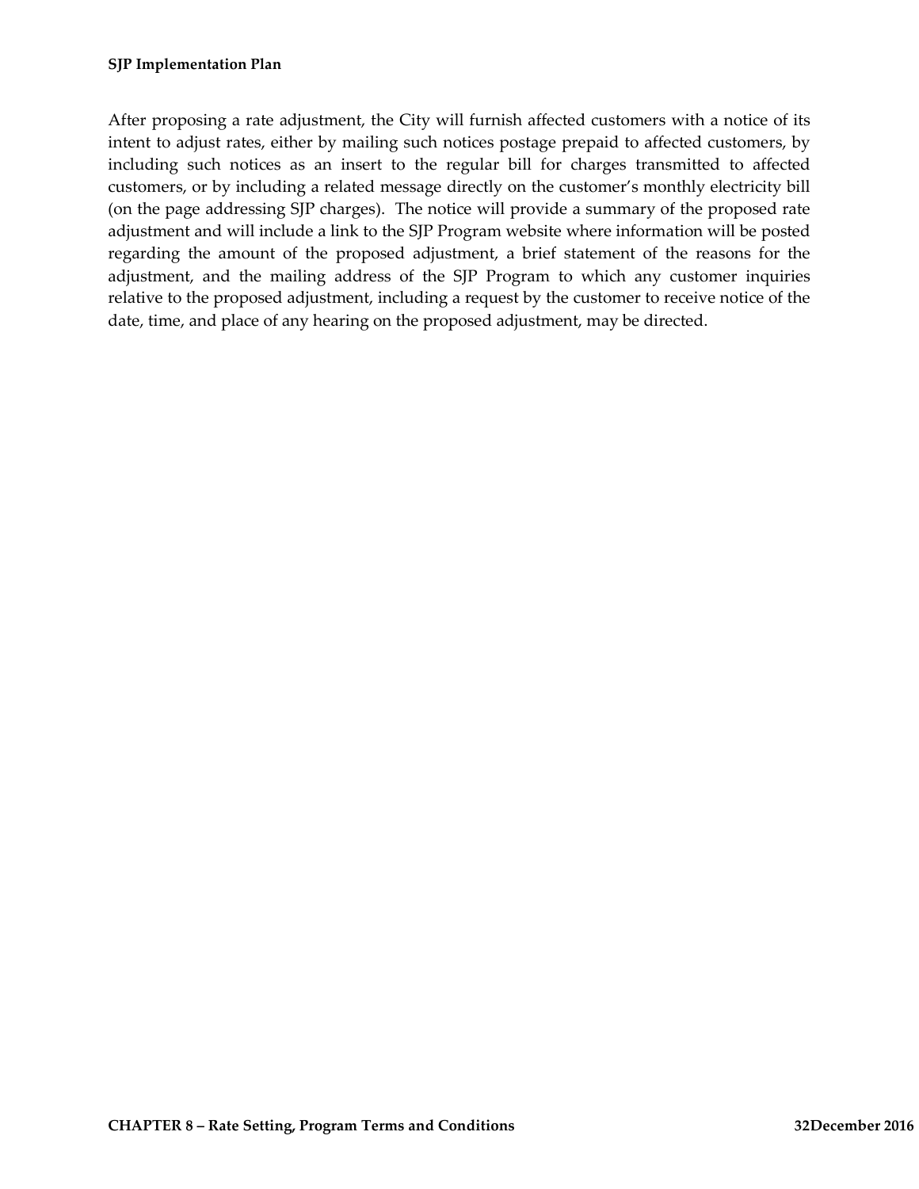After proposing a rate adjustment, the City will furnish affected customers with a notice of its intent to adjust rates, either by mailing such notices postage prepaid to affected customers, by including such notices as an insert to the regular bill for charges transmitted to affected customers, or by including a related message directly on the customer's monthly electricity bill (on the page addressing SJP charges). The notice will provide a summary of the proposed rate adjustment and will include a link to the SJP Program website where information will be posted regarding the amount of the proposed adjustment, a brief statement of the reasons for the adjustment, and the mailing address of the SJP Program to which any customer inquiries relative to the proposed adjustment, including a request by the customer to receive notice of the date, time, and place of any hearing on the proposed adjustment, may be directed.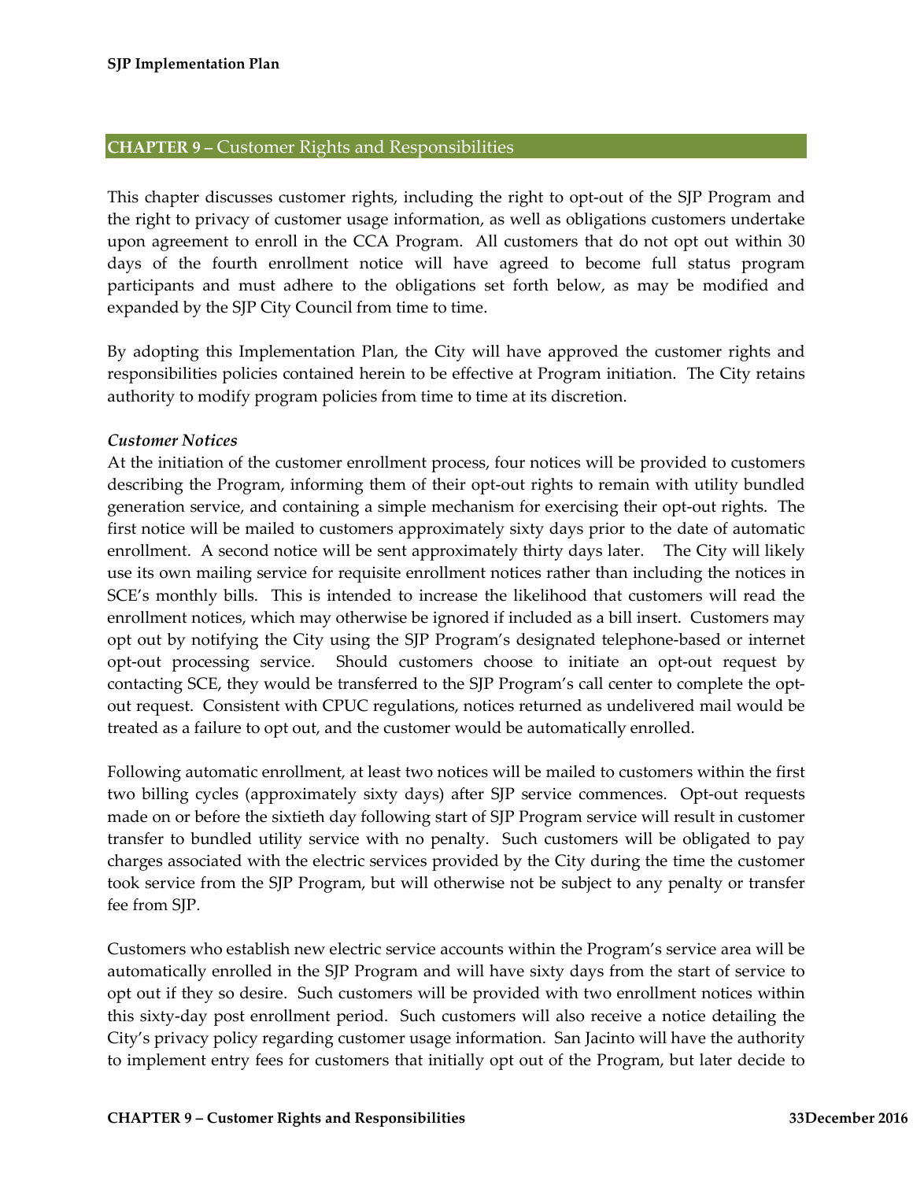## CHAPTER 9 – Customer Rights and Responsibilities

This chapter discusses customer rights, including the right to opt-out of the SJP Program and the right to privacy of customer usage information, as well as obligations customers undertake upon agreement to enroll in the CCA Program. All customers that do not opt out within 30 days of the fourth enrollment notice will have agreed to become full status program participants and must adhere to the obligations set forth below, as may be modified and expanded by the SJP City Council from time to time.

By adopting this Implementation Plan, the City will have approved the customer rights and responsibilities policies contained herein to be effective at Program initiation. The City retains authority to modify program policies from time to time at its discretion.

***Customer Notices***

At the initiation of the customer enrollment process, four notices will be provided to customers describing the Program, informing them of their opt-out rights to remain with utility bundled generation service, and containing a simple mechanism for exercising their opt-out rights. The first notice will be mailed to customers approximately sixty days prior to the date of automatic enrollment. A second notice will be sent approximately thirty days later. The City will likely use its own mailing service for requisite enrollment notices rather than including the notices in SCE's monthly bills. This is intended to increase the likelihood that customers will read the enrollment notices, which may otherwise be ignored if included as a bill insert. Customers may opt out by notifying the City using the SJP Program's designated telephone-based or internet opt-out processing service. Should customers choose to initiate an opt-out request by contacting SCE, they would be transferred to the SJP Program's call center to complete the opt-out request. Consistent with CPUC regulations, notices returned as undelivered mail would be treated as a failure to opt out, and the customer would be automatically enrolled.

Following automatic enrollment, at least two notices will be mailed to customers within the first two billing cycles (approximately sixty days) after SJP service commences. Opt-out requests made on or before the sixtieth day following start of SJP Program service will result in customer transfer to bundled utility service with no penalty. Such customers will be obligated to pay charges associated with the electric services provided by the City during the time the customer took service from the SJP Program, but will otherwise not be subject to any penalty or transfer fee from SJP.

Customers who establish new electric service accounts within the Program's service area will be automatically enrolled in the SJP Program and will have sixty days from the start of service to opt out if they so desire. Such customers will be provided with two enrollment notices within this sixty-day post enrollment period. Such customers will also receive a notice detailing the City's privacy policy regarding customer usage information. San Jacinto will have the authority to implement entry fees for customers that initially opt out of the Program, but later decide to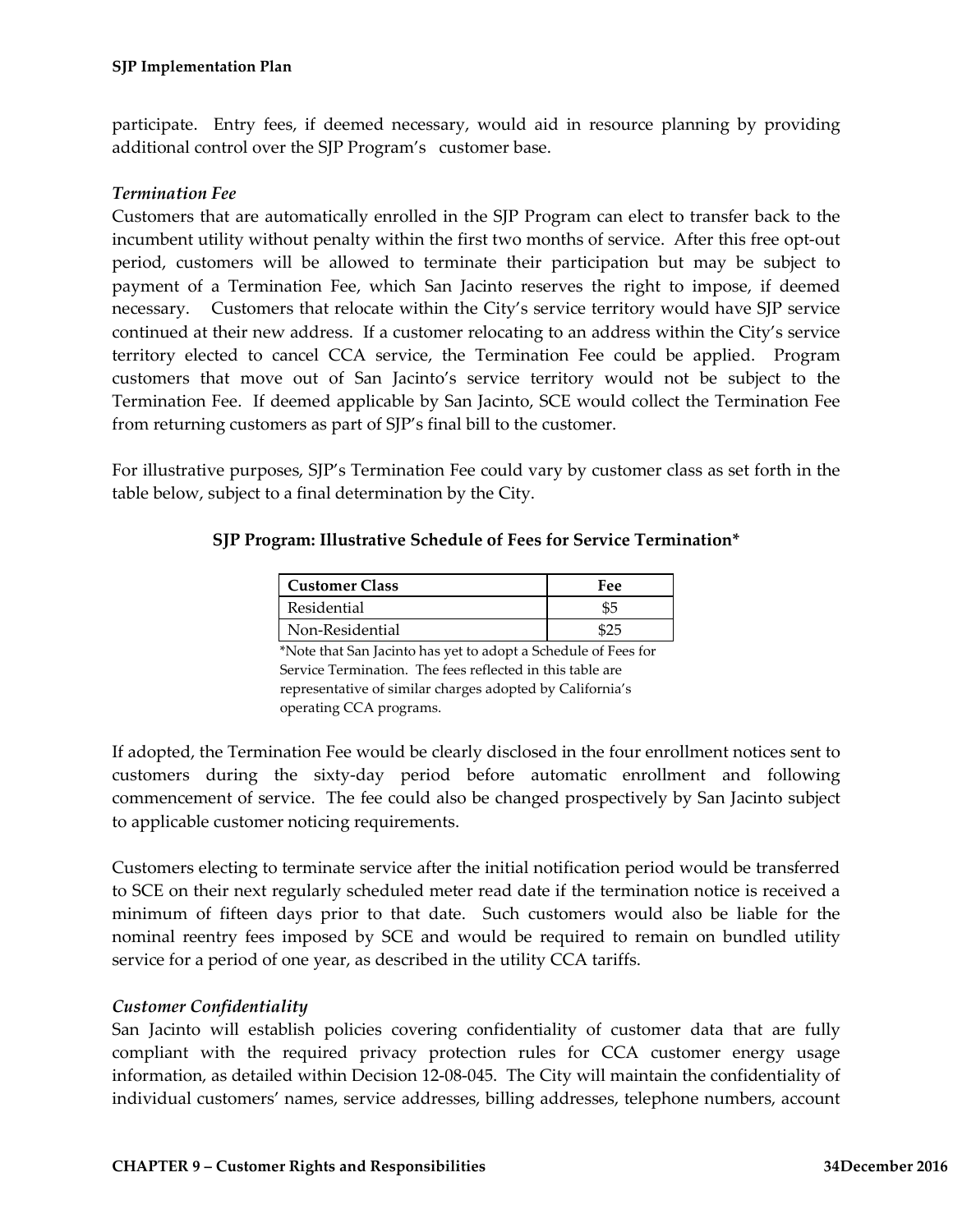participate. Entry fees, if deemed necessary, would aid in resource planning by providing additional control over the SJP Program's customer base.

### *Termination Fee*

Customers that are automatically enrolled in the SJP Program can elect to transfer back to the incumbent utility without penalty within the first two months of service. After this free opt-out period, customers will be allowed to terminate their participation but may be subject to payment of a Termination Fee, which San Jacinto reserves the right to impose, if deemed necessary. Customers that relocate within the City's service territory would have SJP service continued at their new address. If a customer relocating to an address within the City's service territory elected to cancel CCA service, the Termination Fee could be applied. Program customers that move out of San Jacinto's service territory would not be subject to the Termination Fee. If deemed applicable by San Jacinto, SCE would collect the Termination Fee from returning customers as part of SJP's final bill to the customer.

For illustrative purposes, SJP's Termination Fee could vary by customer class as set forth in the table below, subject to a final determination by the City.

**SJP Program: Illustrative Schedule of Fees for Service Termination***

| Customer Class | Fee |
|---|---|
| Residential | $5 |
| Non-Residential | $25 |

*Note that San Jacinto has yet to adopt a Schedule of Fees for Service Termination. The fees reflected in this table are representative of similar charges adopted by California's operating CCA programs.

If adopted, the Termination Fee would be clearly disclosed in the four enrollment notices sent to customers during the sixty-day period before automatic enrollment and following commencement of service. The fee could also be changed prospectively by San Jacinto subject to applicable customer noticing requirements.

Customers electing to terminate service after the initial notification period would be transferred to SCE on their next regularly scheduled meter read date if the termination notice is received a minimum of fifteen days prior to that date. Such customers would also be liable for the nominal reentry fees imposed by SCE and would be required to remain on bundled utility service for a period of one year, as described in the utility CCA tariffs.

### *Customer Confidentiality*

San Jacinto will establish policies covering confidentiality of customer data that are fully compliant with the required privacy protection rules for CCA customer energy usage information, as detailed within Decision 12-08-045. The City will maintain the confidentiality of individual customers' names, service addresses, billing addresses, telephone numbers, account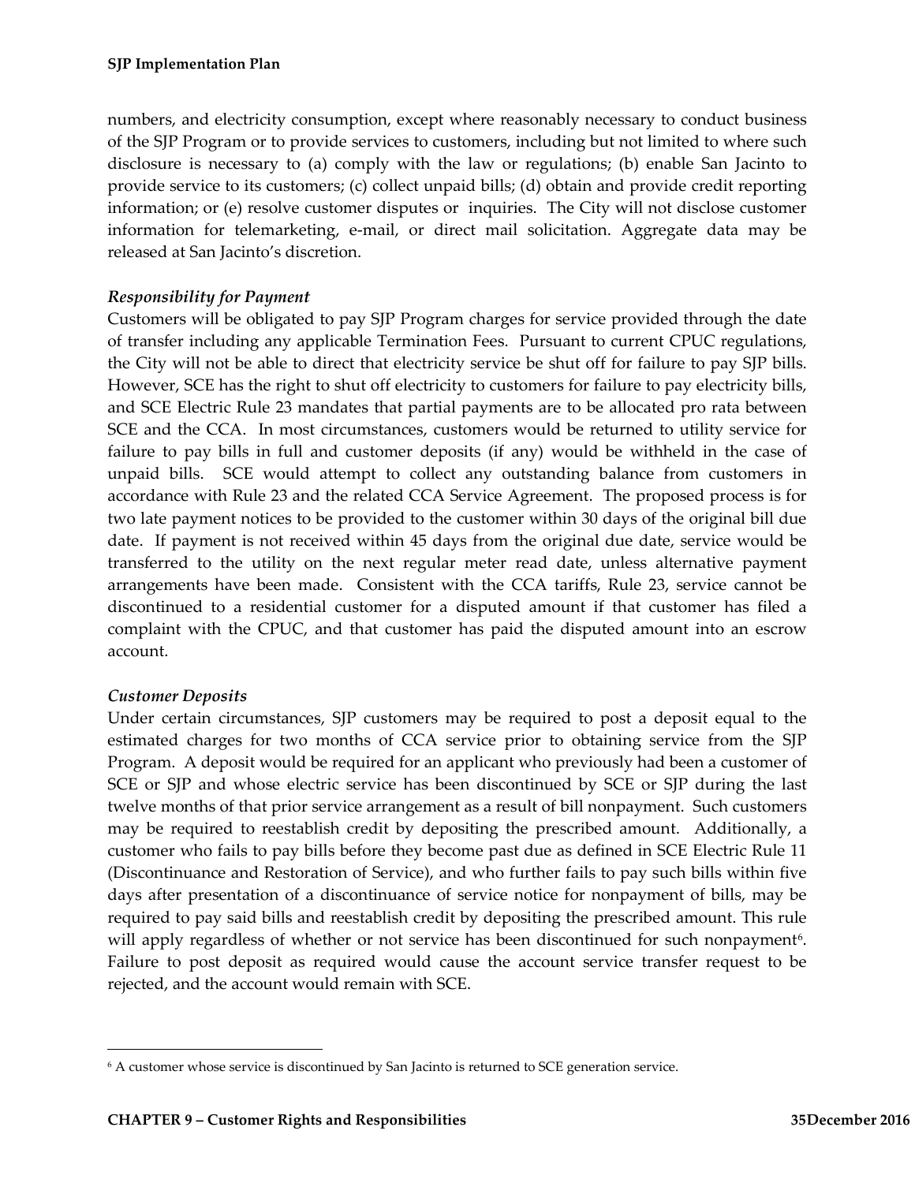numbers, and electricity consumption, except where reasonably necessary to conduct business of the SJP Program or to provide services to customers, including but not limited to where such disclosure is necessary to (a) comply with the law or regulations; (b) enable San Jacinto to provide service to its customers; (c) collect unpaid bills; (d) obtain and provide credit reporting information; or (e) resolve customer disputes or inquiries. The City will not disclose customer information for telemarketing, e-mail, or direct mail solicitation. Aggregate data may be released at San Jacinto's discretion.

***Responsibility for Payment***

Customers will be obligated to pay SJP Program charges for service provided through the date of transfer including any applicable Termination Fees. Pursuant to current CPUC regulations, the City will not be able to direct that electricity service be shut off for failure to pay SJP bills. However, SCE has the right to shut off electricity to customers for failure to pay electricity bills, and SCE Electric Rule 23 mandates that partial payments are to be allocated pro rata between SCE and the CCA. In most circumstances, customers would be returned to utility service for failure to pay bills in full and customer deposits (if any) would be withheld in the case of unpaid bills. SCE would attempt to collect any outstanding balance from customers in accordance with Rule 23 and the related CCA Service Agreement. The proposed process is for two late payment notices to be provided to the customer within 30 days of the original bill due date. If payment is not received within 45 days from the original due date, service would be transferred to the utility on the next regular meter read date, unless alternative payment arrangements have been made. Consistent with the CCA tariffs, Rule 23, service cannot be discontinued to a residential customer for a disputed amount if that customer has filed a complaint with the CPUC, and that customer has paid the disputed amount into an escrow account.

***Customer Deposits***

Under certain circumstances, SJP customers may be required to post a deposit equal to the estimated charges for two months of CCA service prior to obtaining service from the SJP Program. A deposit would be required for an applicant who previously had been a customer of SCE or SJP and whose electric service has been discontinued by SCE or SJP during the last twelve months of that prior service arrangement as a result of bill nonpayment. Such customers may be required to reestablish credit by depositing the prescribed amount. Additionally, a customer who fails to pay bills before they become past due as defined in SCE Electric Rule 11 (Discontinuance and Restoration of Service), and who further fails to pay such bills within five days after presentation of a discontinuance of service notice for nonpayment of bills, may be required to pay said bills and reestablish credit by depositing the prescribed amount. This rule will apply regardless of whether or not service has been discontinued for such nonpayment[6]. Failure to post deposit as required would cause the account service transfer request to be rejected, and the account would remain with SCE.

---

[6] A customer whose service is discontinued by San Jacinto is returned to SCE generation service.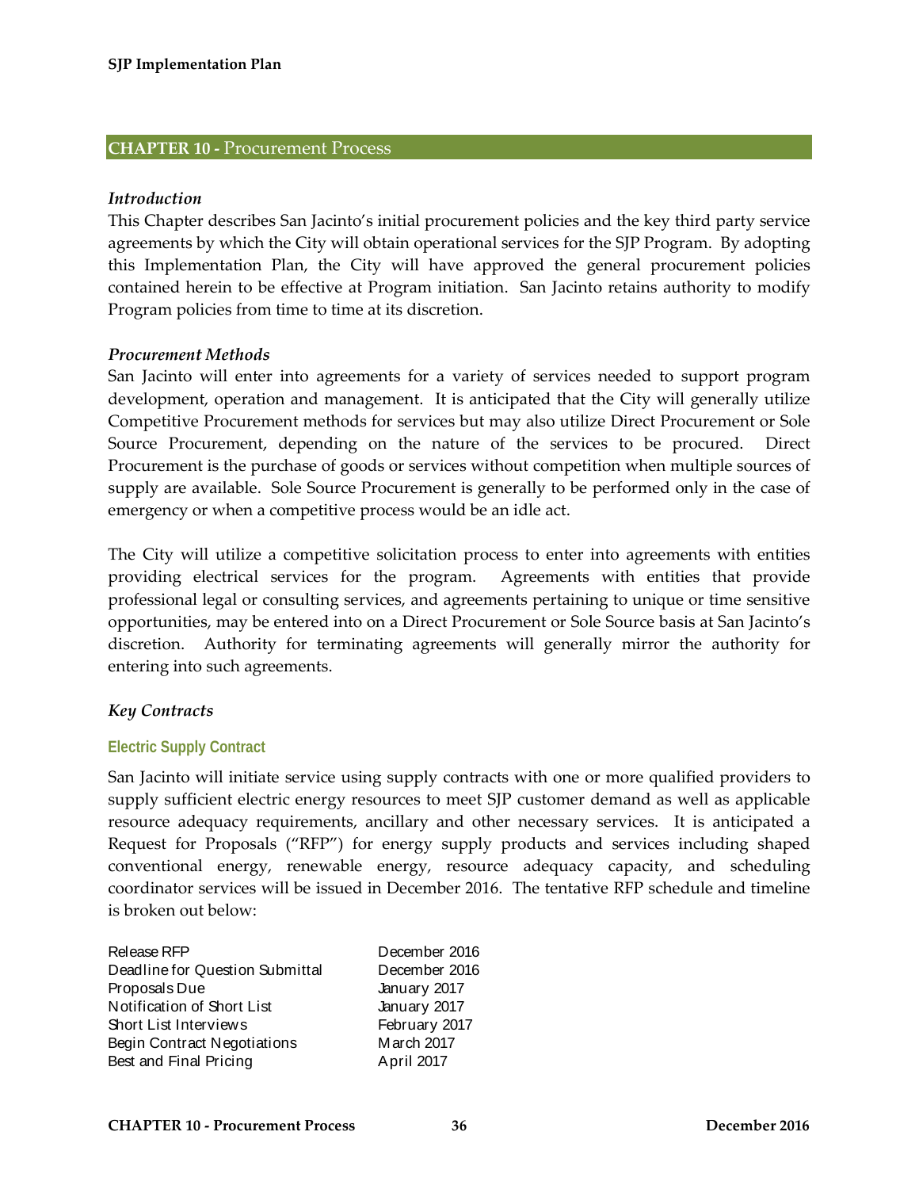## CHAPTER 10 - Procurement Process

### *Introduction*

This Chapter describes San Jacinto's initial procurement policies and the key third party service agreements by which the City will obtain operational services for the SJP Program. By adopting this Implementation Plan, the City will have approved the general procurement policies contained herein to be effective at Program initiation. San Jacinto retains authority to modify Program policies from time to time at its discretion.

### *Procurement Methods*

San Jacinto will enter into agreements for a variety of services needed to support program development, operation and management. It is anticipated that the City will generally utilize Competitive Procurement methods for services but may also utilize Direct Procurement or Sole Source Procurement, depending on the nature of the services to be procured. Direct Procurement is the purchase of goods or services without competition when multiple sources of supply are available. Sole Source Procurement is generally to be performed only in the case of emergency or when a competitive process would be an idle act.

The City will utilize a competitive solicitation process to enter into agreements with entities providing electrical services for the program. Agreements with entities that provide professional legal or consulting services, and agreements pertaining to unique or time sensitive opportunities, may be entered into on a Direct Procurement or Sole Source basis at San Jacinto's discretion. Authority for terminating agreements will generally mirror the authority for entering into such agreements.

### *Key Contracts*

#### Electric Supply Contract

San Jacinto will initiate service using supply contracts with one or more qualified providers to supply sufficient electric energy resources to meet SJP customer demand as well as applicable resource adequacy requirements, ancillary and other necessary services. It is anticipated a Request for Proposals ("RFP") for energy supply products and services including shaped conventional energy, renewable energy, resource adequacy capacity, and scheduling coordinator services will be issued in December 2016. The tentative RFP schedule and timeline is broken out below:

| | |
|---|---|
| Release RFP | December 2016 |
| Deadline for Question Submittal | December 2016 |
| Proposals Due | January 2017 |
| Notification of Short List | January 2017 |
| Short List Interviews | February 2017 |
| Begin Contract Negotiations | March 2017 |
| Best and Final Pricing | April 2017 |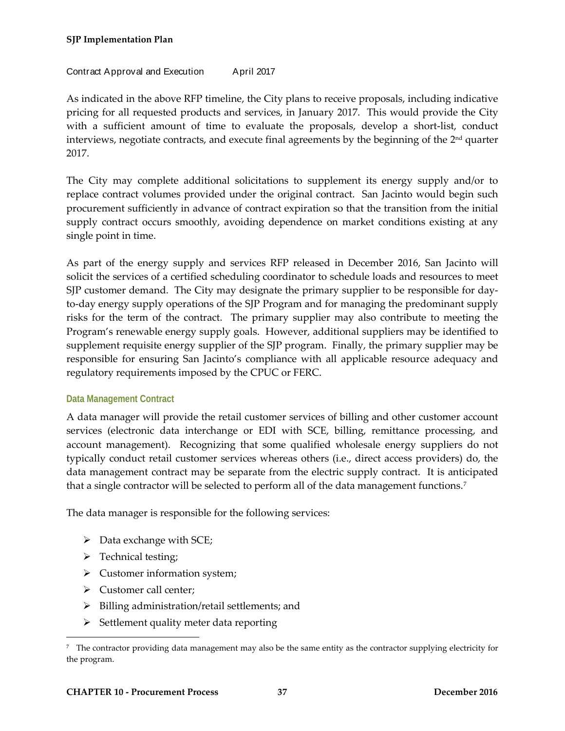| Contract Approval and Execution | April 2017 |
| --- | --- |

As indicated in the above RFP timeline, the City plans to receive proposals, including indicative pricing for all requested products and services, in January 2017. This would provide the City with a sufficient amount of time to evaluate the proposals, develop a short-list, conduct interviews, negotiate contracts, and execute final agreements by the beginning of the 2nd quarter 2017.

The City may complete additional solicitations to supplement its energy supply and/or to replace contract volumes provided under the original contract. San Jacinto would begin such procurement sufficiently in advance of contract expiration so that the transition from the initial supply contract occurs smoothly, avoiding dependence on market conditions existing at any single point in time.

As part of the energy supply and services RFP released in December 2016, San Jacinto will solicit the services of a certified scheduling coordinator to schedule loads and resources to meet SJP customer demand. The City may designate the primary supplier to be responsible for day-to-day energy supply operations of the SJP Program and for managing the predominant supply risks for the term of the contract. The primary supplier may also contribute to meeting the Program's renewable energy supply goals. However, additional suppliers may be identified to supplement requisite energy supplier of the SJP program. Finally, the primary supplier may be responsible for ensuring San Jacinto's compliance with all applicable resource adequacy and regulatory requirements imposed by the CPUC or FERC.

### Data Management Contract

A data manager will provide the retail customer services of billing and other customer account services (electronic data interchange or EDI with SCE, billing, remittance processing, and account management). Recognizing that some qualified wholesale energy suppliers do not typically conduct retail customer services whereas others (i.e., direct access providers) do, the data management contract may be separate from the electric supply contract. It is anticipated that a single contractor will be selected to perform all of the data management functions.[7]

The data manager is responsible for the following services:

- Data exchange with SCE;
- Technical testing;
- Customer information system;
- Customer call center;
- Billing administration/retail settlements; and
- Settlement quality meter data reporting

[7] The contractor providing data management may also be the same entity as the contractor supplying electricity for the program.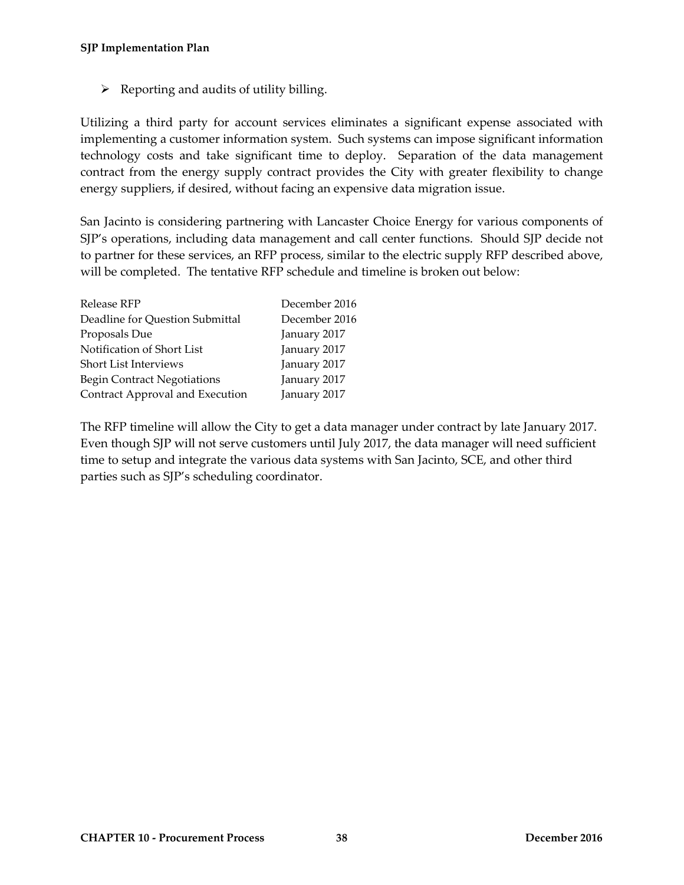- Reporting and audits of utility billing.

Utilizing a third party for account services eliminates a significant expense associated with implementing a customer information system. Such systems can impose significant information technology costs and take significant time to deploy. Separation of the data management contract from the energy supply contract provides the City with greater flexibility to change energy suppliers, if desired, without facing an expensive data migration issue.

San Jacinto is considering partnering with Lancaster Choice Energy for various components of SJP's operations, including data management and call center functions. Should SJP decide not to partner for these services, an RFP process, similar to the electric supply RFP described above, will be completed. The tentative RFP schedule and timeline is broken out below:

| | |
|---|---|
| Release RFP | December 2016 |
| Deadline for Question Submittal | December 2016 |
| Proposals Due | January 2017 |
| Notification of Short List | January 2017 |
| Short List Interviews | January 2017 |
| Begin Contract Negotiations | January 2017 |
| Contract Approval and Execution | January 2017 |

The RFP timeline will allow the City to get a data manager under contract by late January 2017. Even though SJP will not serve customers until July 2017, the data manager will need sufficient time to setup and integrate the various data systems with San Jacinto, SCE, and other third parties such as SJP's scheduling coordinator.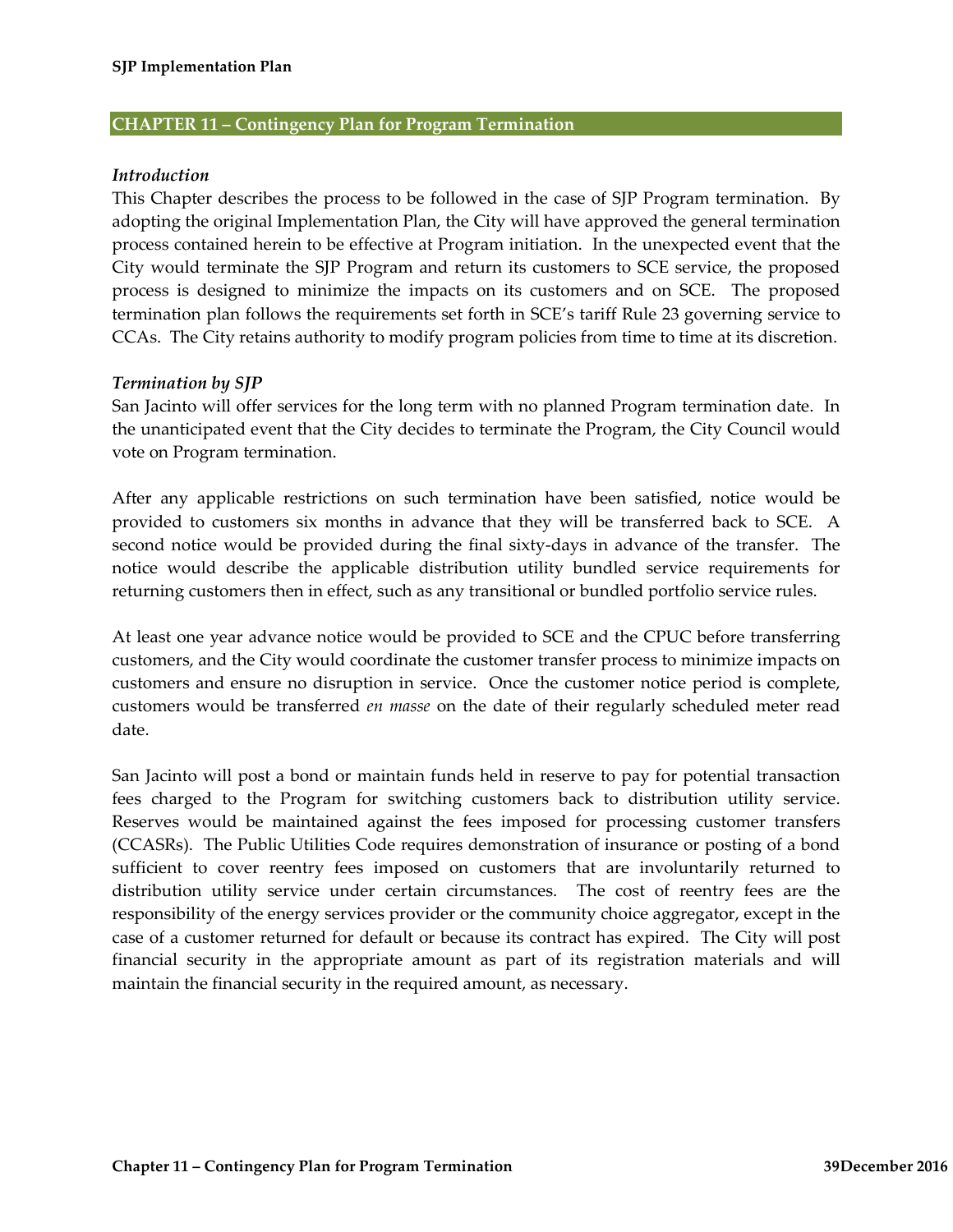## CHAPTER 11 – Contingency Plan for Program Termination

### *Introduction*

This Chapter describes the process to be followed in the case of SJP Program termination. By adopting the original Implementation Plan, the City will have approved the general termination process contained herein to be effective at Program initiation. In the unexpected event that the City would terminate the SJP Program and return its customers to SCE service, the proposed process is designed to minimize the impacts on its customers and on SCE. The proposed termination plan follows the requirements set forth in SCE's tariff Rule 23 governing service to CCAs. The City retains authority to modify program policies from time to time at its discretion.

### *Termination by SJP*

San Jacinto will offer services for the long term with no planned Program termination date. In the unanticipated event that the City decides to terminate the Program, the City Council would vote on Program termination.

After any applicable restrictions on such termination have been satisfied, notice would be provided to customers six months in advance that they will be transferred back to SCE. A second notice would be provided during the final sixty-days in advance of the transfer. The notice would describe the applicable distribution utility bundled service requirements for returning customers then in effect, such as any transitional or bundled portfolio service rules.

At least one year advance notice would be provided to SCE and the CPUC before transferring customers, and the City would coordinate the customer transfer process to minimize impacts on customers and ensure no disruption in service. Once the customer notice period is complete, customers would be transferred *en masse* on the date of their regularly scheduled meter read date.

San Jacinto will post a bond or maintain funds held in reserve to pay for potential transaction fees charged to the Program for switching customers back to distribution utility service. Reserves would be maintained against the fees imposed for processing customer transfers (CCASRs). The Public Utilities Code requires demonstration of insurance or posting of a bond sufficient to cover reentry fees imposed on customers that are involuntarily returned to distribution utility service under certain circumstances. The cost of reentry fees are the responsibility of the energy services provider or the community choice aggregator, except in the case of a customer returned for default or because its contract has expired. The City will post financial security in the appropriate amount as part of its registration materials and will maintain the financial security in the required amount, as necessary.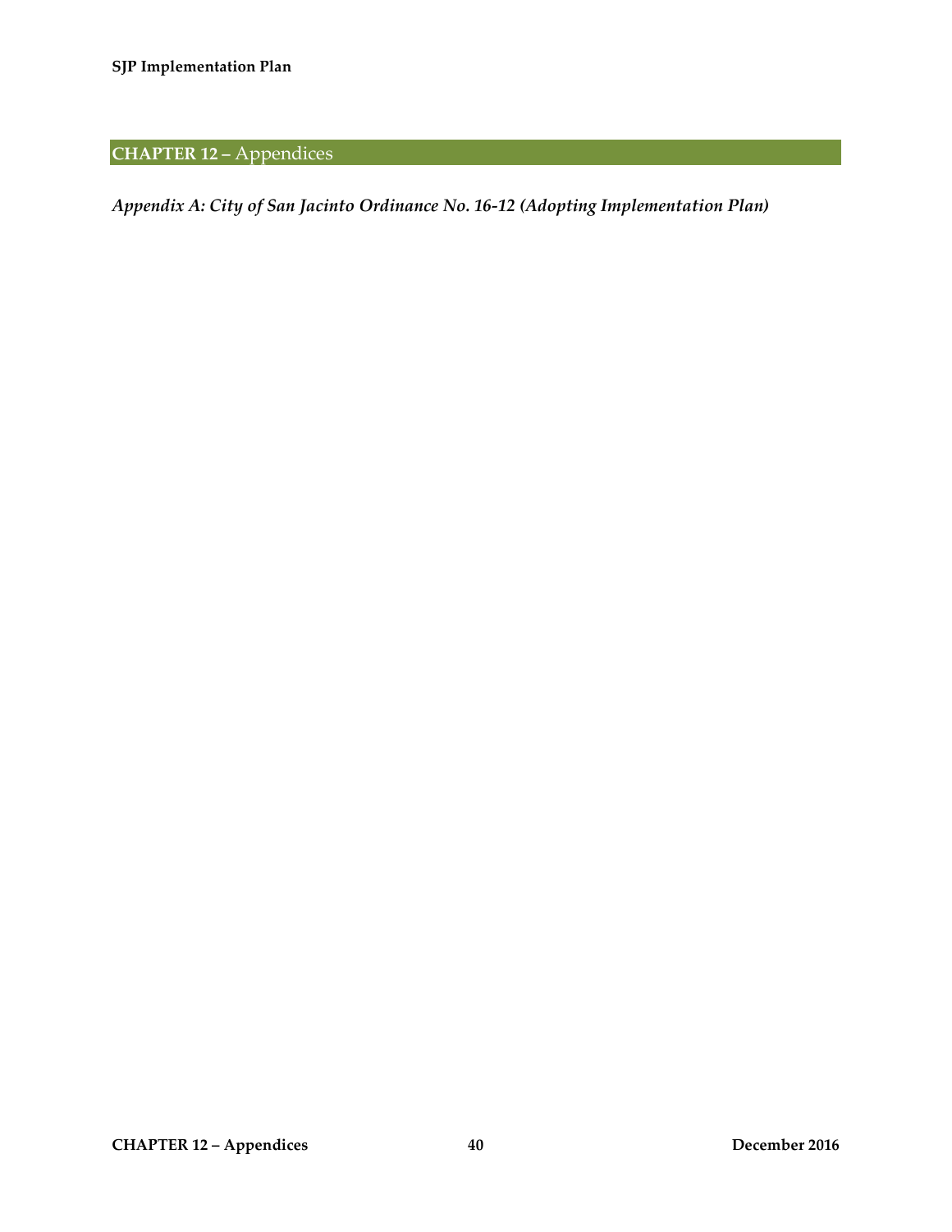# **CHAPTER 12 –** Appendices

***Appendix A: City of San Jacinto Ordinance No. 16-12 (Adopting Implementation Plan)***